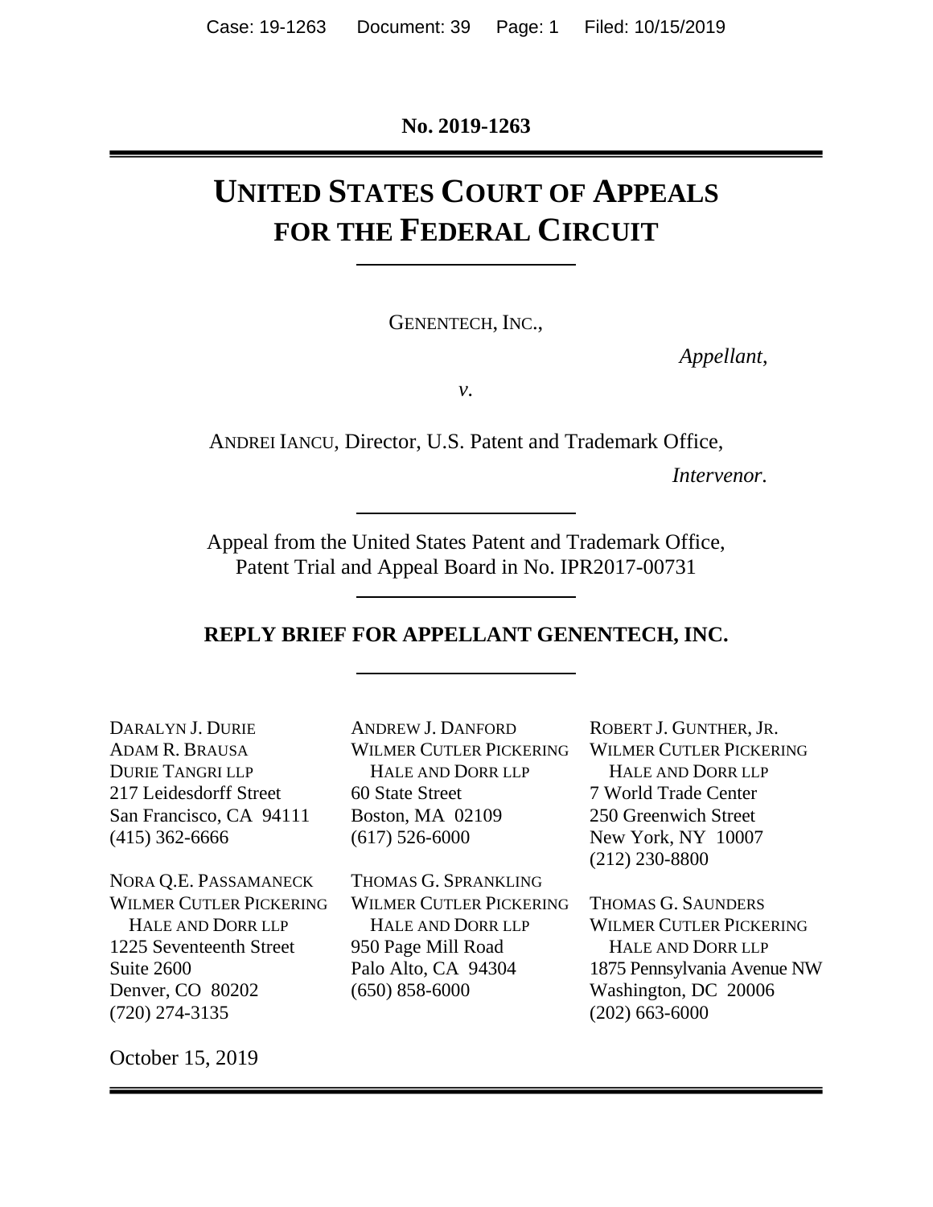No. 2019-1263

# UNITED STATES COURT OF APPEALS FOR THE FEDERAL CIRCUIT

GENENTECH, INC.,

*Appellant*,

*v.*

ANDREI IANCU, Director, U.S. Patent and Trademark Office,

*Intervenor*.

Appeal from the United States Patent and Trademark Office, Patent Trial and Appeal Board in No. IPR2017-00731

**REPLY BRIEF FOR APPELLANT GENENTECH, INC.**

DARALYN J. DURIE
ADAM R. BRAUSA
DURIE TANGRI LLP
217 Leidesdorff Street
San Francisco, CA 94111
(415) 362-6666

NORA Q.E. PASSAMANECK
WILMER CUTLER PICKERING HALE AND DORR LLP
1225 Seventeenth Street
Suite 2600
Denver, CO 80202
(720) 274-3135

ANDREW J. DANFORD
WILMER CUTLER PICKERING HALE AND DORR LLP
60 State Street
Boston, MA 02109
(617) 526-6000

THOMAS G. SPRANKLING
WILMER CUTLER PICKERING HALE AND DORR LLP
950 Page Mill Road
Palo Alto, CA 94304
(650) 858-6000

ROBERT J. GUNTHER, JR.
WILMER CUTLER PICKERING HALE AND DORR LLP
7 World Trade Center
250 Greenwich Street
New York, NY 10007
(212) 230-8800

THOMAS G. SAUNDERS
WILMER CUTLER PICKERING HALE AND DORR LLP
1875 Pennsylvania Avenue NW
Washington, DC 20006
(202) 663-6000

October 15, 2019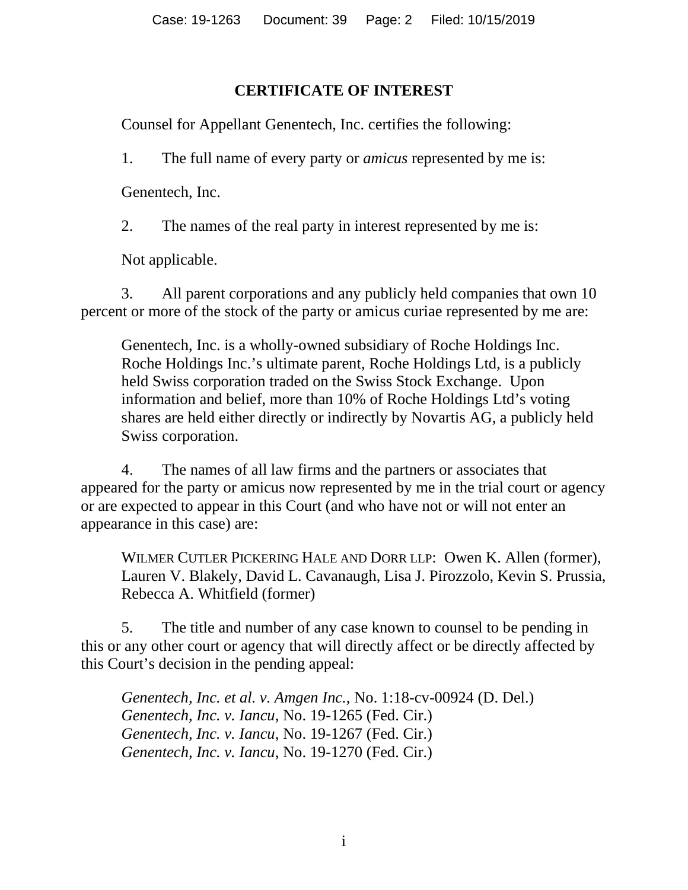## CERTIFICATE OF INTEREST

Counsel for Appellant Genentech, Inc. certifies the following:

1. The full name of every party or *amicus* represented by me is:

Genentech, Inc.

2. The names of the real party in interest represented by me is:

Not applicable.

3. All parent corporations and any publicly held companies that own 10 percent or more of the stock of the party or amicus curiae represented by me are:

Genentech, Inc. is a wholly-owned subsidiary of Roche Holdings Inc. Roche Holdings Inc.'s ultimate parent, Roche Holdings Ltd, is a publicly held Swiss corporation traded on the Swiss Stock Exchange. Upon information and belief, more than 10% of Roche Holdings Ltd's voting shares are held either directly or indirectly by Novartis AG, a publicly held Swiss corporation.

4. The names of all law firms and the partners or associates that appeared for the party or amicus now represented by me in the trial court or agency or are expected to appear in this Court (and who have not or will not enter an appearance in this case) are:

WILMER CUTLER PICKERING HALE AND DORR LLP: Owen K. Allen (former), Lauren V. Blakely, David L. Cavanaugh, Lisa J. Pirozzolo, Kevin S. Prussia, Rebecca A. Whitfield (former)

5. The title and number of any case known to counsel to be pending in this or any other court or agency that will directly affect or be directly affected by this Court's decision in the pending appeal:

*Genentech, Inc. et al. v. Amgen Inc.*, No. 1:18-cv-00924 (D. Del.)
*Genentech, Inc. v. Iancu*, No. 19-1265 (Fed. Cir.)
*Genentech, Inc. v. Iancu*, No. 19-1267 (Fed. Cir.)
*Genentech, Inc. v. Iancu*, No. 19-1270 (Fed. Cir.)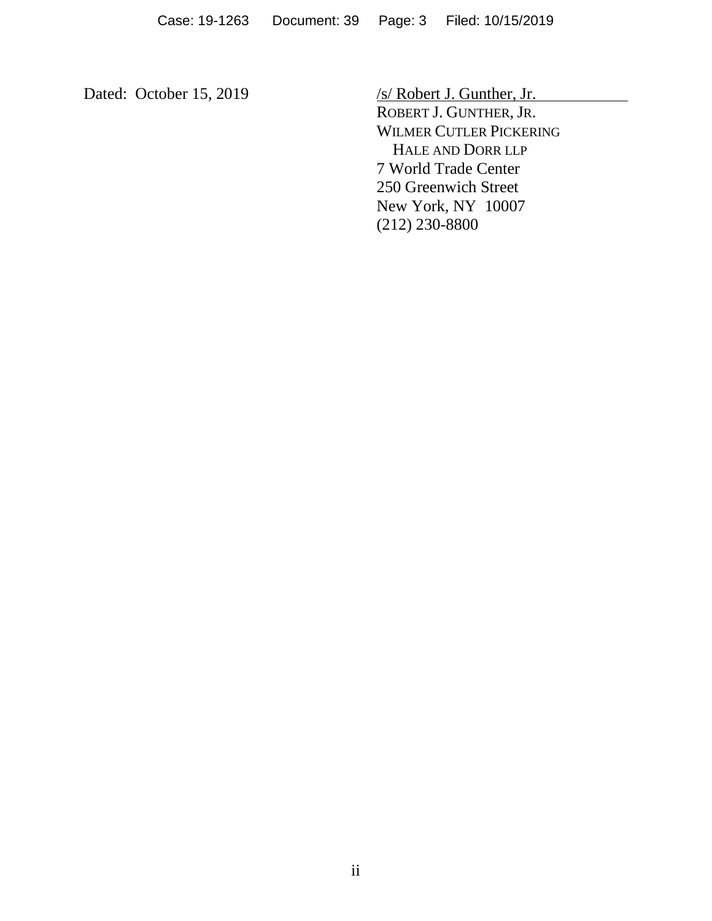Dated: October 15, 2019

/s/ Robert J. Gunther, Jr.
ROBERT J. GUNTHER, JR.
WILMER CUTLER PICKERING
HALE AND DORR LLP
7 World Trade Center
250 Greenwich Street
New York, NY 10007
(212) 230-8800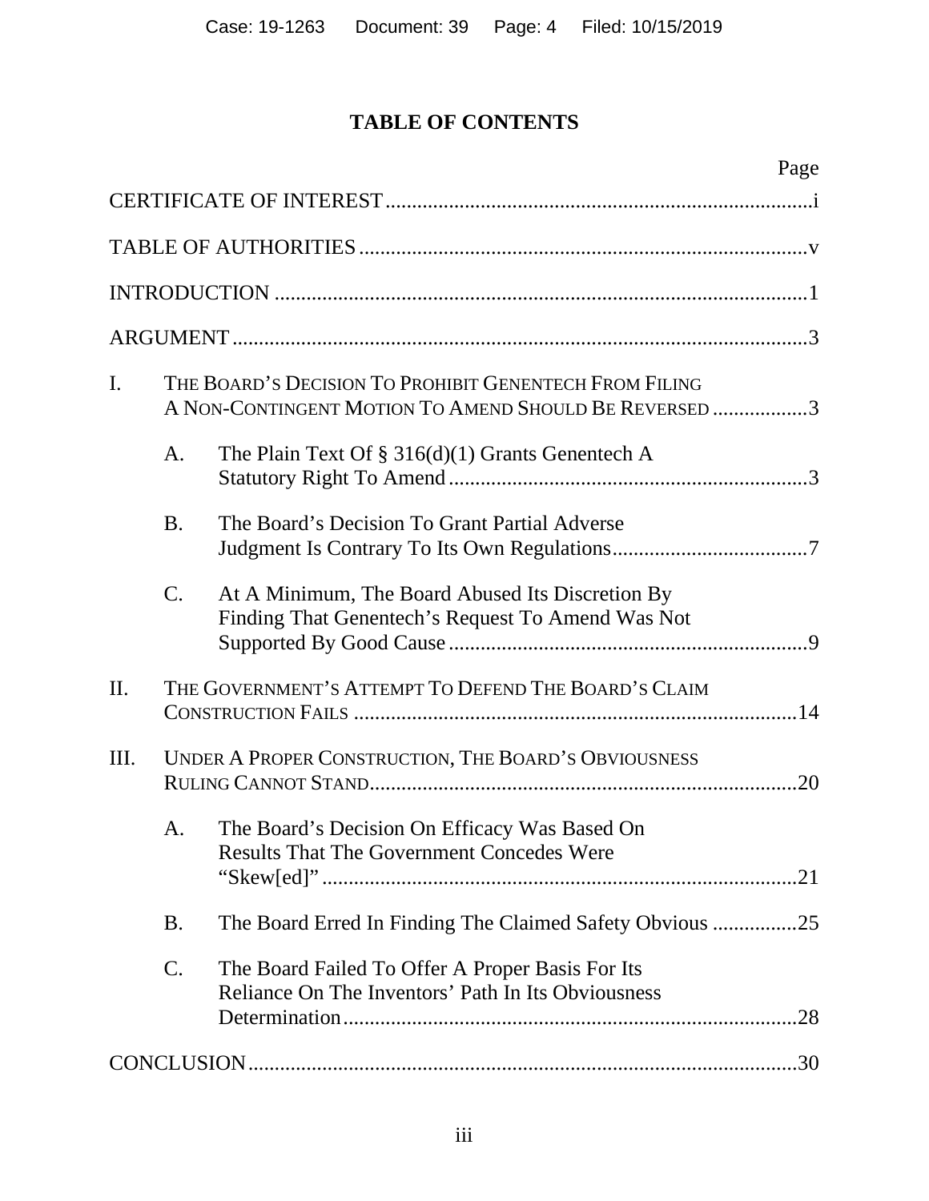# TABLE OF CONTENTS

| | | Page |
|---|---|---|
| CERTIFICATE OF INTEREST | | i |
| TABLE OF AUTHORITIES | | v |
| INTRODUCTION | | 1 |
| ARGUMENT | | 3 |
| I. | THE BOARD'S DECISION TO PROHIBIT GENENTECH FROM FILING A NON-CONTINGENT MOTION TO AMEND SHOULD BE REVERSED | 3 |
| | A. The Plain Text Of § 316(d)(1) Grants Genentech A Statutory Right To Amend | 3 |
| | B. The Board's Decision To Grant Partial Adverse Judgment Is Contrary To Its Own Regulations | 7 |
| | C. At A Minimum, The Board Abused Its Discretion By Finding That Genentech's Request To Amend Was Not Supported By Good Cause | 9 |
| II. | THE GOVERNMENT'S ATTEMPT TO DEFEND THE BOARD'S CLAIM CONSTRUCTION FAILS | 14 |
| III. | UNDER A PROPER CONSTRUCTION, THE BOARD'S OBVIOUSNESS RULING CANNOT STAND | 20 |
| | A. The Board's Decision On Efficacy Was Based On Results That The Government Concedes Were "Skew[ed]" | 21 |
| | B. The Board Erred In Finding The Claimed Safety Obvious | 25 |
| | C. The Board Failed To Offer A Proper Basis For Its Reliance On The Inventors' Path In Its Obviousness Determination | 28 |
| CONCLUSION | | 30 |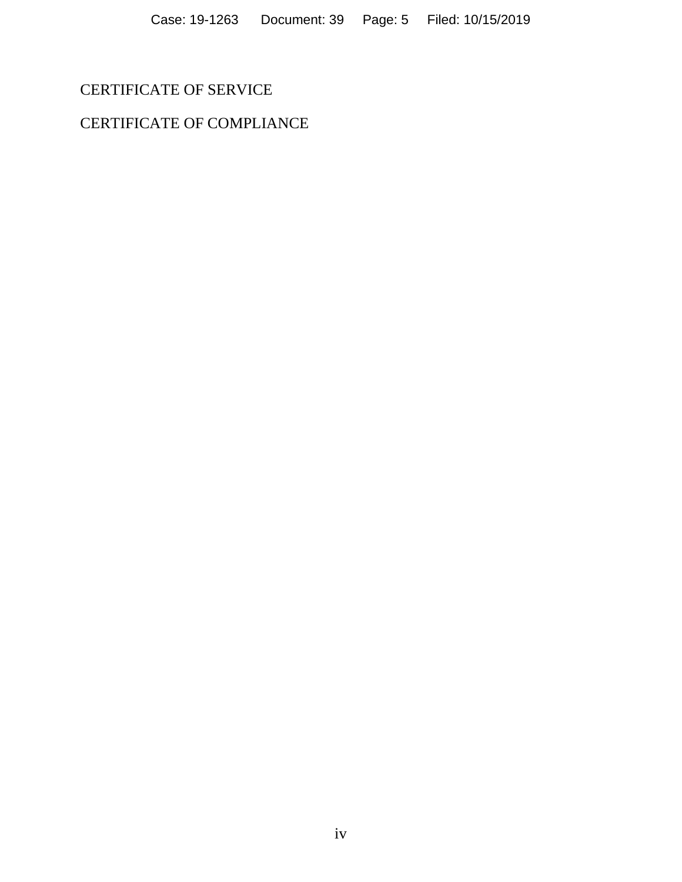CERTIFICATE OF SERVICE

CERTIFICATE OF COMPLIANCE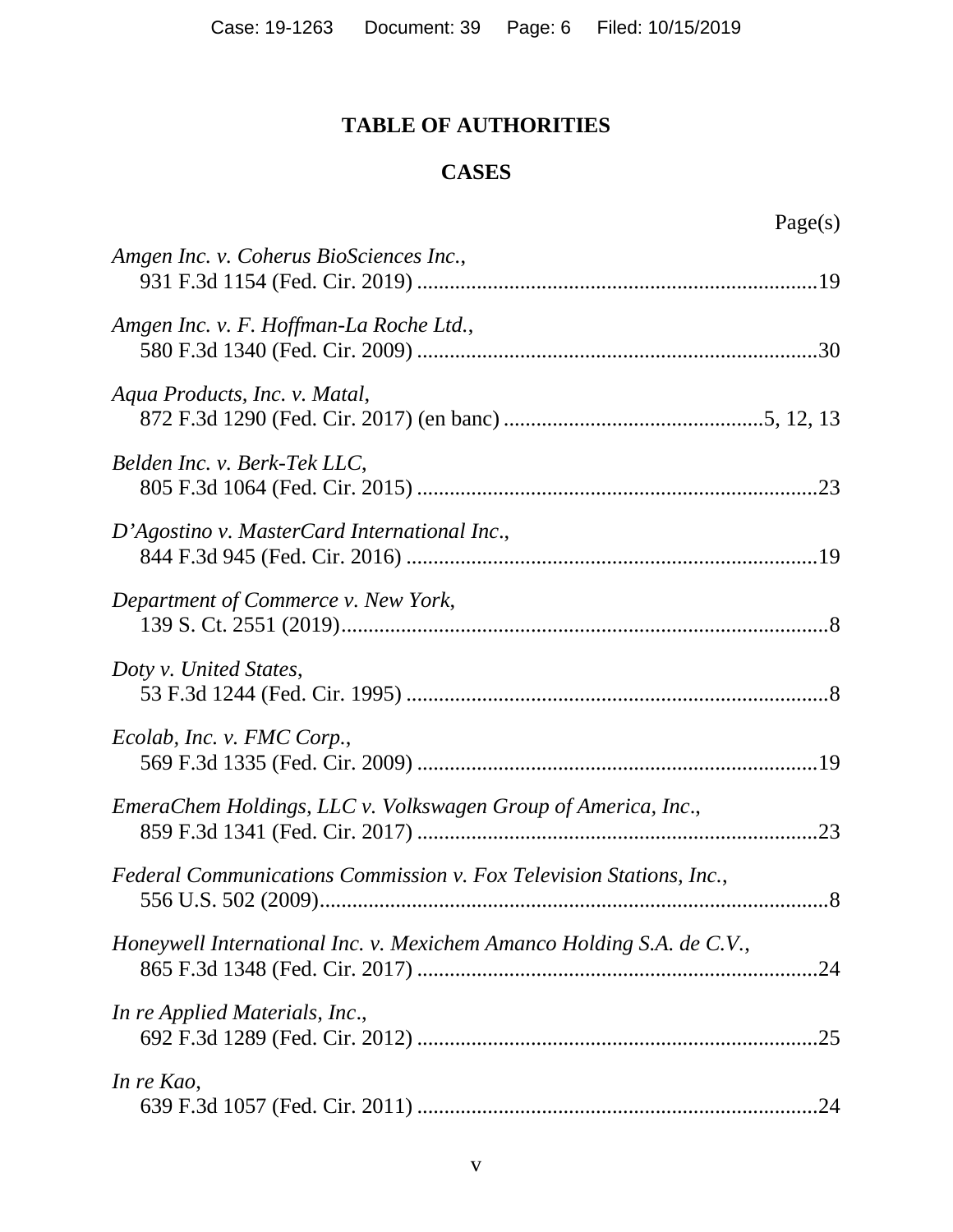# TABLE OF AUTHORITIES

## CASES

Page(s)

*Amgen Inc. v. Coherus BioSciences Inc.*,
931 F.3d 1154 (Fed. Cir. 2019) ..........................................................................19

*Amgen Inc. v. F. Hoffman-La Roche Ltd.*,
580 F.3d 1340 (Fed. Cir. 2009) ..........................................................................30

*Aqua Products, Inc. v. Matal*,
872 F.3d 1290 (Fed. Cir. 2017) (en banc) ...............................................5, 12, 13

*Belden Inc. v. Berk-Tek LLC*,
805 F.3d 1064 (Fed. Cir. 2015) ..........................................................................23

*D'Agostino v. MasterCard International Inc*.,
844 F.3d 945 (Fed. Cir. 2016) ............................................................................19

*Department of Commerce v. New York*,
139 S. Ct. 2551 (2019).........................................................................................8

*Doty v. United States*,
53 F.3d 1244 (Fed. Cir. 1995) .............................................................................8

*Ecolab, Inc. v. FMC Corp.*,
569 F.3d 1335 (Fed. Cir. 2009) ..........................................................................19

*EmeraChem Holdings, LLC v. Volkswagen Group of America, Inc*.,
859 F.3d 1341 (Fed. Cir. 2017) ..........................................................................23

*Federal Communications Commission v. Fox Television Stations, Inc.*,
556 U.S. 502 (2009).............................................................................................8

*Honeywell International Inc. v. Mexichem Amanco Holding S.A. de C.V.*,
865 F.3d 1348 (Fed. Cir. 2017) ..........................................................................24

*In re Applied Materials, Inc*.,
692 F.3d 1289 (Fed. Cir. 2012) ..........................................................................25

*In re Kao*,
639 F.3d 1057 (Fed. Cir. 2011) ..........................................................................24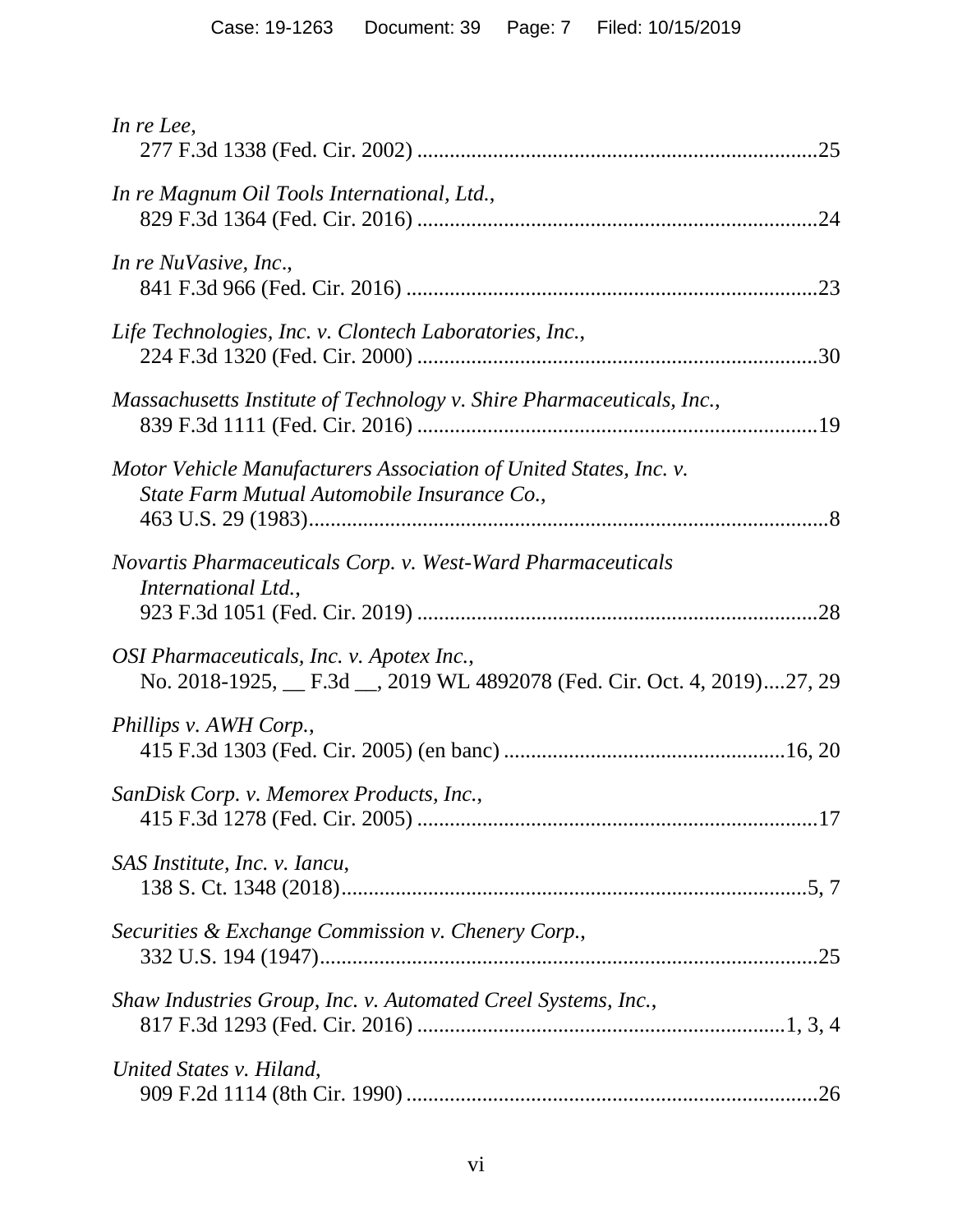*In re Lee*,
277 F.3d 1338 (Fed. Cir. 2002) ....................................................................25

*In re Magnum Oil Tools International, Ltd.*,
829 F.3d 1364 (Fed. Cir. 2016) ....................................................................24

*In re NuVasive, Inc*.,
841 F.3d 966 (Fed. Cir. 2016) ......................................................................23

*Life Technologies, Inc. v. Clontech Laboratories, Inc.*,
224 F.3d 1320 (Fed. Cir. 2000) ....................................................................30

*Massachusetts Institute of Technology v. Shire Pharmaceuticals, Inc.*,
839 F.3d 1111 (Fed. Cir. 2016) ....................................................................19

*Motor Vehicle Manufacturers Association of United States, Inc. v. State Farm Mutual Automobile Insurance Co.*,
463 U.S. 29 (1983)..........................................................................................8

*Novartis Pharmaceuticals Corp. v. West-Ward Pharmaceuticals International Ltd.*,
923 F.3d 1051 (Fed. Cir. 2019) ....................................................................28

*OSI Pharmaceuticals, Inc. v. Apotex Inc.*,
No. 2018-1925, __ F.3d __, 2019 WL 4892078 (Fed. Cir. Oct. 4, 2019)....27, 29

*Phillips v. AWH Corp.*,
415 F.3d 1303 (Fed. Cir. 2005) (en banc) ...............................................16, 20

*SanDisk Corp. v. Memorex Products, Inc.*,
415 F.3d 1278 (Fed. Cir. 2005) ....................................................................17

*SAS Institute, Inc. v. Iancu*,
138 S. Ct. 1348 (2018).................................................................................5, 7

*Securities & Exchange Commission v. Chenery Corp.*,
332 U.S. 194 (1947)......................................................................................25

*Shaw Industries Group, Inc. v. Automated Creel Systems, Inc.*,
817 F.3d 1293 (Fed. Cir. 2016) ..............................................................1, 3, 4

*United States v. Hiland*,
909 F.2d 1114 (8th Cir. 1990) ......................................................................26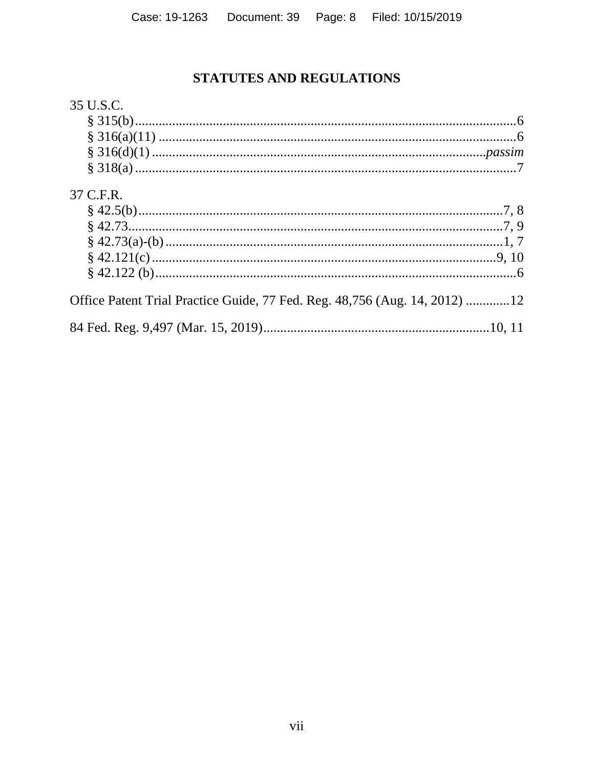## STATUTES AND REGULATIONS

35 U.S.C.

- § 315(b) ........................................................................................................ 6
- § 316(a)(11) ................................................................................................... 6
- § 316(d)(1) .............................................................................................. *passim*
- § 318(a) ......................................................................................................... 7

37 C.F.R.

- § 42.5(b) ................................................................................................... 7, 8
- § 42.73 ...................................................................................................... 7, 9
- § 42.73(a)-(b) ........................................................................................... 1, 7
- § 42.121(c) ............................................................................................. 9, 10
- § 42.122 (b) ................................................................................................... 6

Office Patent Trial Practice Guide, 77 Fed. Reg. 48,756 (Aug. 14, 2012) ............ 12

84 Fed. Reg. 9,497 (Mar. 15, 2019) .................................................................. 10, 11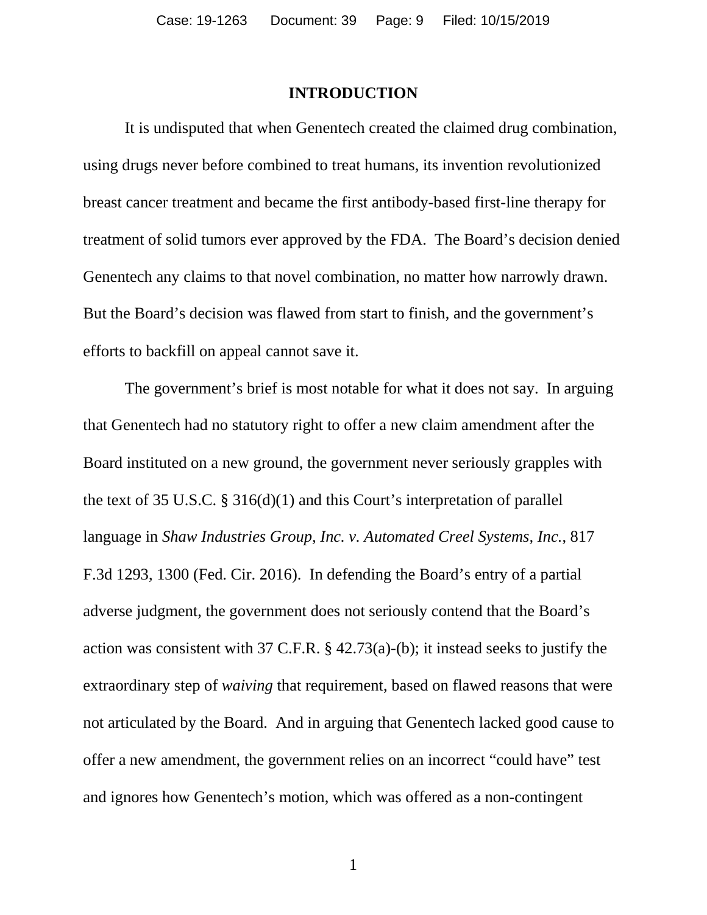## INTRODUCTION

It is undisputed that when Genentech created the claimed drug combination, using drugs never before combined to treat humans, its invention revolutionized breast cancer treatment and became the first antibody-based first-line therapy for treatment of solid tumors ever approved by the FDA. The Board's decision denied Genentech any claims to that novel combination, no matter how narrowly drawn. But the Board's decision was flawed from start to finish, and the government's efforts to backfill on appeal cannot save it.

The government's brief is most notable for what it does not say. In arguing that Genentech had no statutory right to offer a new claim amendment after the Board instituted on a new ground, the government never seriously grapples with the text of 35 U.S.C. § 316(d)(1) and this Court's interpretation of parallel language in *Shaw Industries Group, Inc. v. Automated Creel Systems, Inc.*, 817 F.3d 1293, 1300 (Fed. Cir. 2016). In defending the Board's entry of a partial adverse judgment, the government does not seriously contend that the Board's action was consistent with 37 C.F.R. § 42.73(a)-(b); it instead seeks to justify the extraordinary step of *waiving* that requirement, based on flawed reasons that were not articulated by the Board. And in arguing that Genentech lacked good cause to offer a new amendment, the government relies on an incorrect "could have" test and ignores how Genentech's motion, which was offered as a non-contingent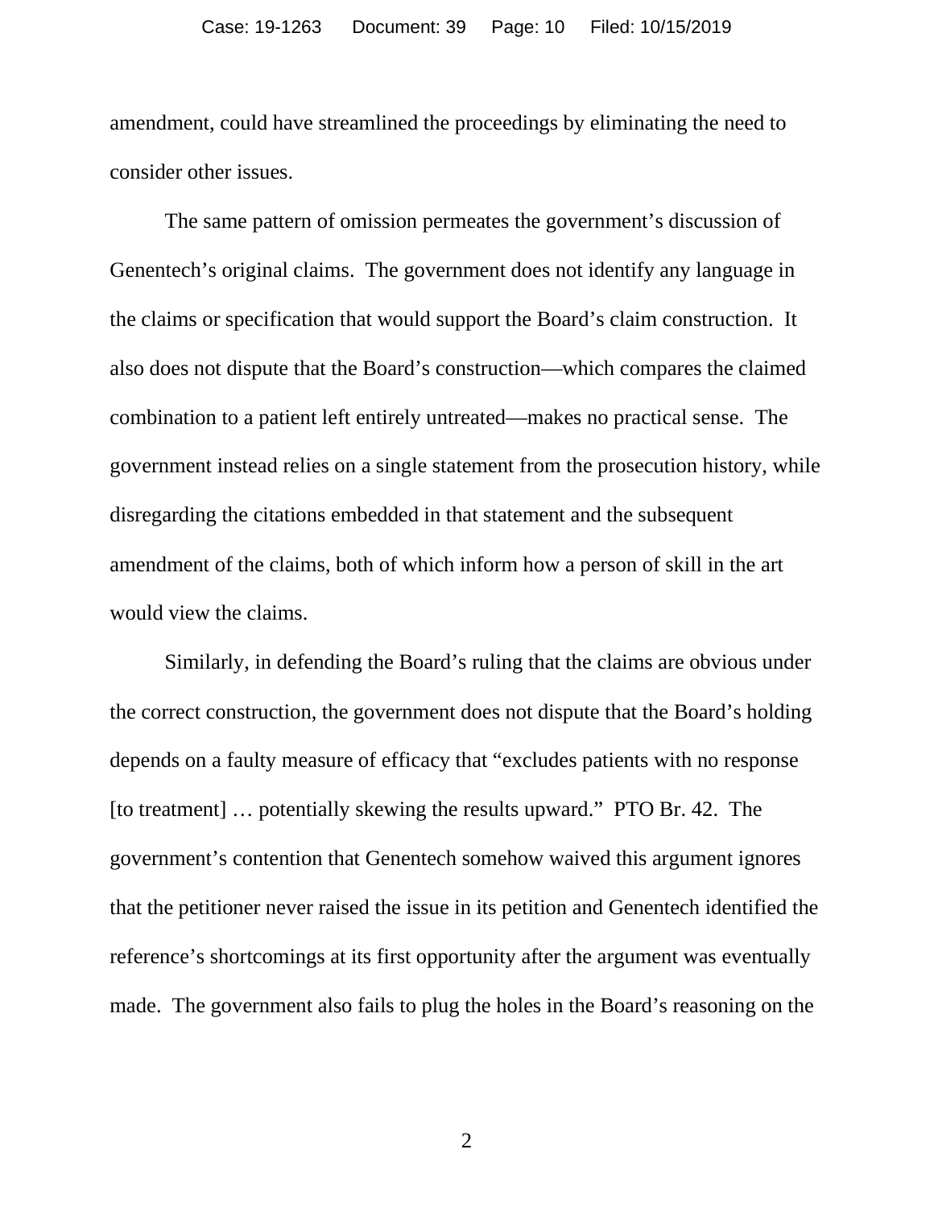amendment, could have streamlined the proceedings by eliminating the need to consider other issues.

The same pattern of omission permeates the government's discussion of Genentech's original claims. The government does not identify any language in the claims or specification that would support the Board's claim construction. It also does not dispute that the Board's construction—which compares the claimed combination to a patient left entirely untreated—makes no practical sense. The government instead relies on a single statement from the prosecution history, while disregarding the citations embedded in that statement and the subsequent amendment of the claims, both of which inform how a person of skill in the art would view the claims.

Similarly, in defending the Board's ruling that the claims are obvious under the correct construction, the government does not dispute that the Board's holding depends on a faulty measure of efficacy that "excludes patients with no response [to treatment] … potentially skewing the results upward." PTO Br. 42. The government's contention that Genentech somehow waived this argument ignores that the petitioner never raised the issue in its petition and Genentech identified the reference's shortcomings at its first opportunity after the argument was eventually made. The government also fails to plug the holes in the Board's reasoning on the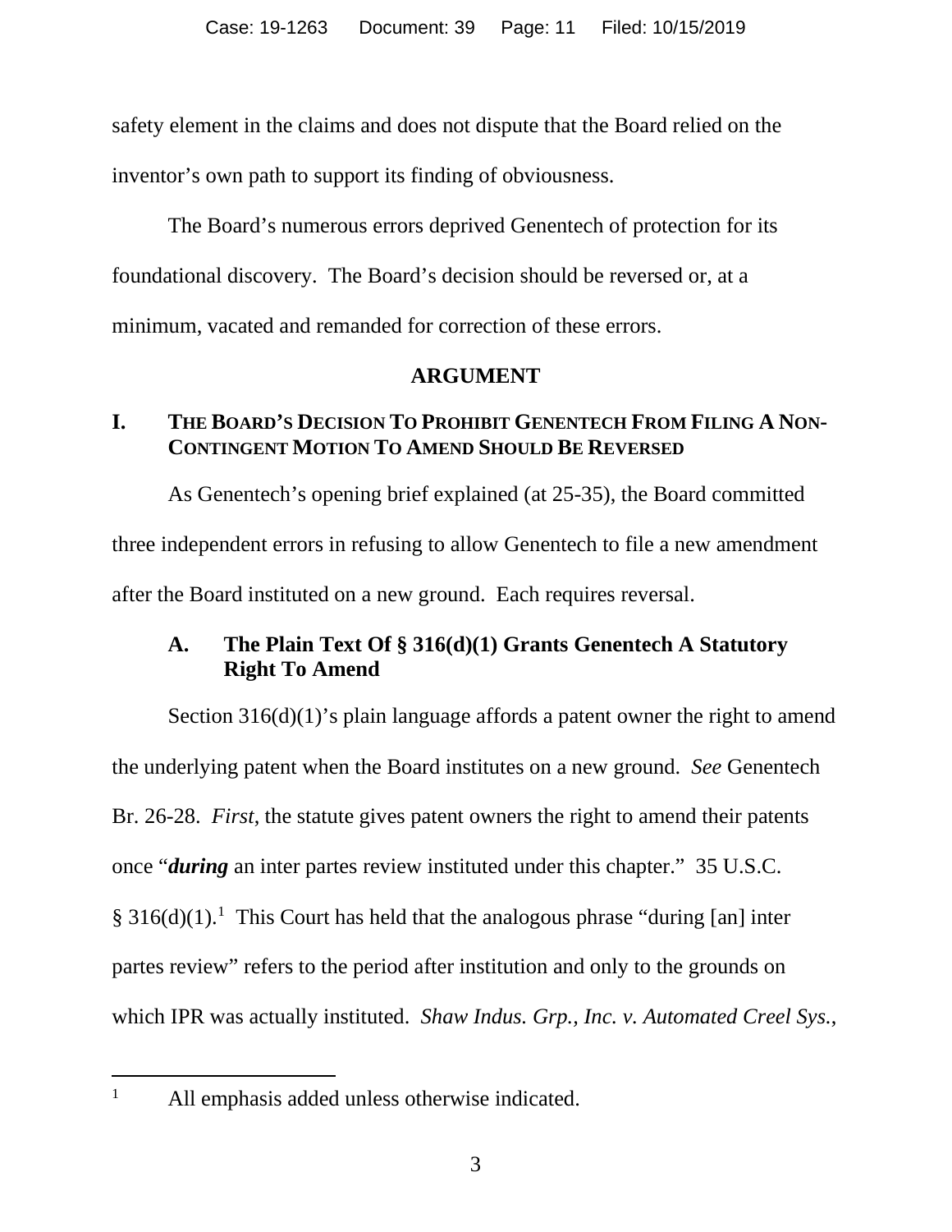safety element in the claims and does not dispute that the Board relied on the inventor's own path to support its finding of obviousness.

The Board's numerous errors deprived Genentech of protection for its foundational discovery. The Board's decision should be reversed or, at a minimum, vacated and remanded for correction of these errors.

# ARGUMENT

## I. THE BOARD'S DECISION TO PROHIBIT GENENTECH FROM FILING A NON-CONTINGENT MOTION TO AMEND SHOULD BE REVERSED

As Genentech's opening brief explained (at 25-35), the Board committed three independent errors in refusing to allow Genentech to file a new amendment after the Board instituted on a new ground. Each requires reversal.

### A. The Plain Text Of § 316(d)(1) Grants Genentech A Statutory Right To Amend

Section 316(d)(1)'s plain language affords a patent owner the right to amend the underlying patent when the Board institutes on a new ground. *See* Genentech Br. 26-28. *First*, the statute gives patent owners the right to amend their patents once "***during*** an inter partes review instituted under this chapter." 35 U.S.C. § 316(d)(1).[1] This Court has held that the analogous phrase "during [an] inter partes review" refers to the period after institution and only to the grounds on which IPR was actually instituted. *Shaw Indus. Grp., Inc. v. Automated Creel Sys.*,

[1] All emphasis added unless otherwise indicated.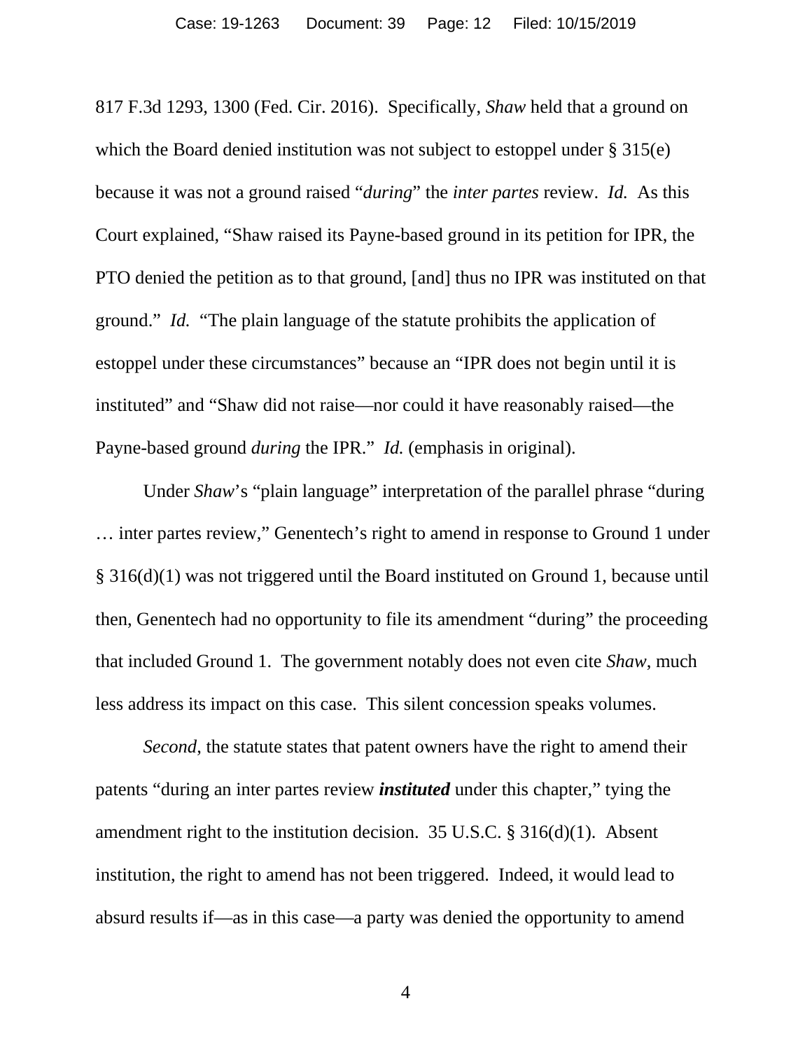817 F.3d 1293, 1300 (Fed. Cir. 2016). Specifically, *Shaw* held that a ground on which the Board denied institution was not subject to estoppel under § 315(e) because it was not a ground raised "*during*" the *inter partes* review. *Id.* As this Court explained, "Shaw raised its Payne-based ground in its petition for IPR, the PTO denied the petition as to that ground, [and] thus no IPR was instituted on that ground." *Id.* "The plain language of the statute prohibits the application of estoppel under these circumstances" because an "IPR does not begin until it is instituted" and "Shaw did not raise—nor could it have reasonably raised—the Payne-based ground *during* the IPR." *Id.* (emphasis in original).

Under *Shaw*'s "plain language" interpretation of the parallel phrase "during … inter partes review," Genentech's right to amend in response to Ground 1 under § 316(d)(1) was not triggered until the Board instituted on Ground 1, because until then, Genentech had no opportunity to file its amendment "during" the proceeding that included Ground 1. The government notably does not even cite *Shaw*, much less address its impact on this case. This silent concession speaks volumes.

*Second*, the statute states that patent owners have the right to amend their patents "during an inter partes review ***instituted*** under this chapter," tying the amendment right to the institution decision. 35 U.S.C. § 316(d)(1). Absent institution, the right to amend has not been triggered. Indeed, it would lead to absurd results if—as in this case—a party was denied the opportunity to amend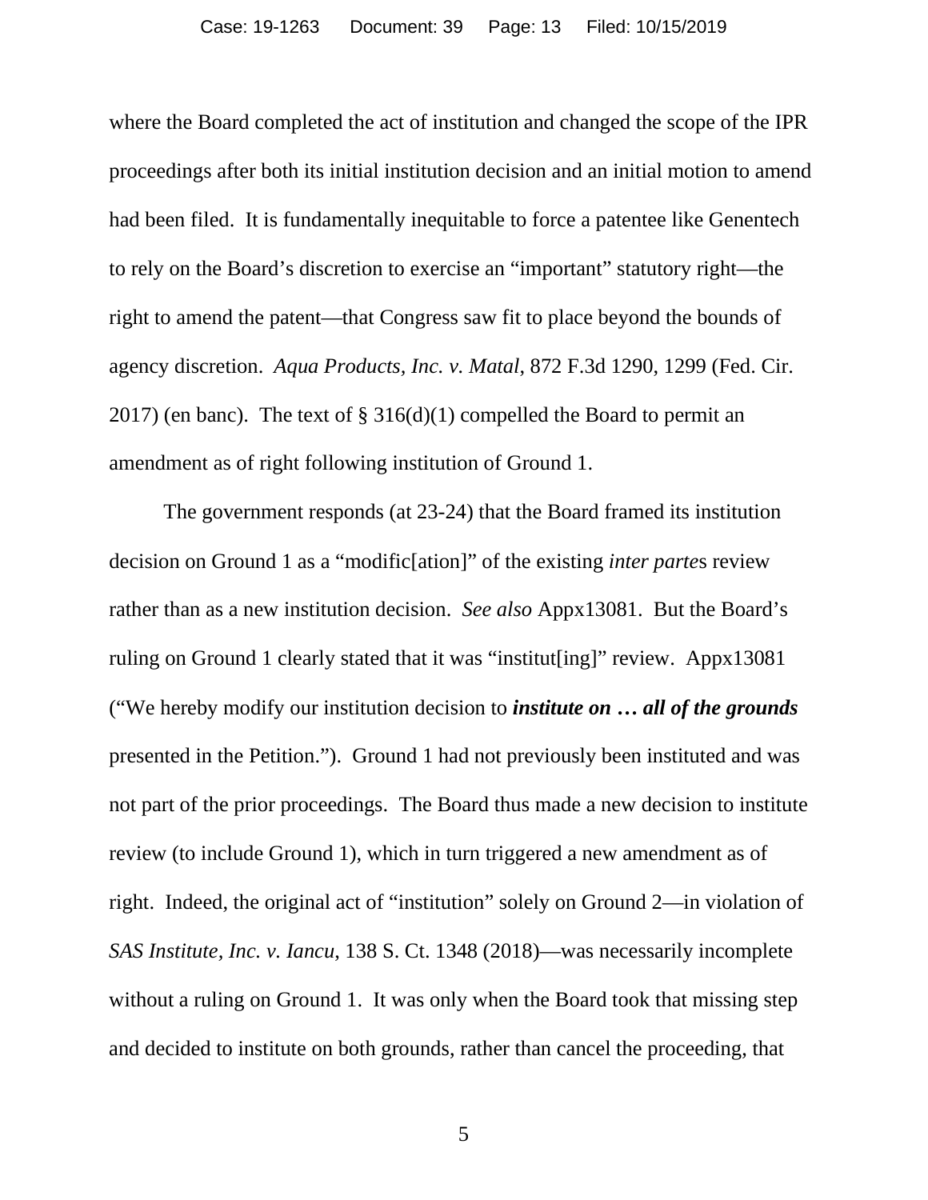where the Board completed the act of institution and changed the scope of the IPR proceedings after both its initial institution decision and an initial motion to amend had been filed. It is fundamentally inequitable to force a patentee like Genentech to rely on the Board's discretion to exercise an "important" statutory right—the right to amend the patent—that Congress saw fit to place beyond the bounds of agency discretion. *Aqua Products, Inc. v. Matal*, 872 F.3d 1290, 1299 (Fed. Cir. 2017) (en banc). The text of § 316(d)(1) compelled the Board to permit an amendment as of right following institution of Ground 1.

The government responds (at 23-24) that the Board framed its institution decision on Ground 1 as a "modific[ation]" of the existing *inter parte*s review rather than as a new institution decision. *See also* Appx13081. But the Board's ruling on Ground 1 clearly stated that it was "institut[ing]" review. Appx13081 ("We hereby modify our institution decision to ***institute on … all of the grounds*** presented in the Petition."). Ground 1 had not previously been instituted and was not part of the prior proceedings. The Board thus made a new decision to institute review (to include Ground 1), which in turn triggered a new amendment as of right. Indeed, the original act of "institution" solely on Ground 2—in violation of *SAS Institute, Inc. v. Iancu*, 138 S. Ct. 1348 (2018)—was necessarily incomplete without a ruling on Ground 1. It was only when the Board took that missing step and decided to institute on both grounds, rather than cancel the proceeding, that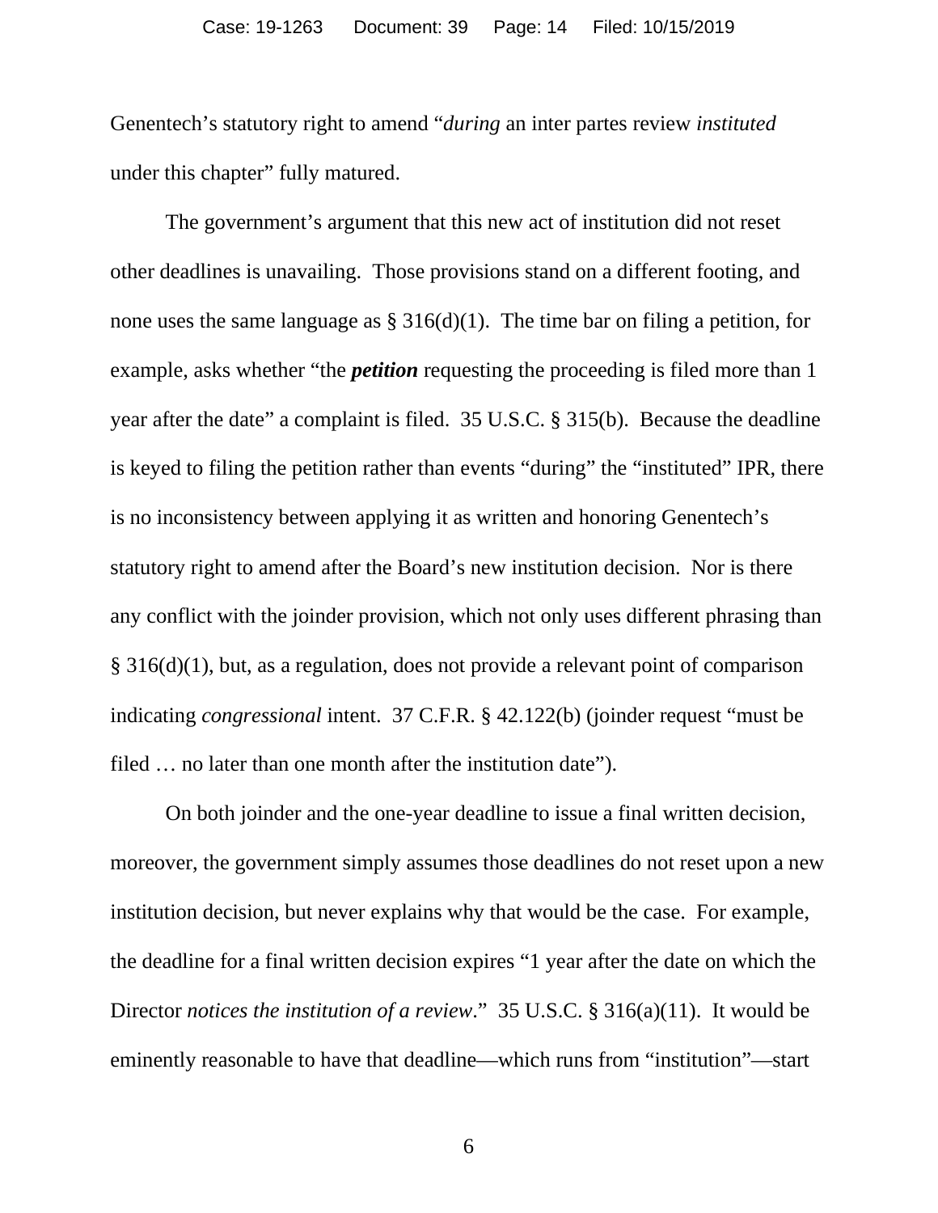Genentech's statutory right to amend "*during* an inter partes review *instituted* under this chapter" fully matured.

The government's argument that this new act of institution did not reset other deadlines is unavailing. Those provisions stand on a different footing, and none uses the same language as § 316(d)(1). The time bar on filing a petition, for example, asks whether "the ***petition*** requesting the proceeding is filed more than 1 year after the date" a complaint is filed. 35 U.S.C. § 315(b). Because the deadline is keyed to filing the petition rather than events "during" the "instituted" IPR, there is no inconsistency between applying it as written and honoring Genentech's statutory right to amend after the Board's new institution decision. Nor is there any conflict with the joinder provision, which not only uses different phrasing than § 316(d)(1), but, as a regulation, does not provide a relevant point of comparison indicating *congressional* intent. 37 C.F.R. § 42.122(b) (joinder request "must be filed … no later than one month after the institution date").

On both joinder and the one-year deadline to issue a final written decision, moreover, the government simply assumes those deadlines do not reset upon a new institution decision, but never explains why that would be the case. For example, the deadline for a final written decision expires "1 year after the date on which the Director *notices the institution of a review*." 35 U.S.C. § 316(a)(11). It would be eminently reasonable to have that deadline—which runs from "institution"—start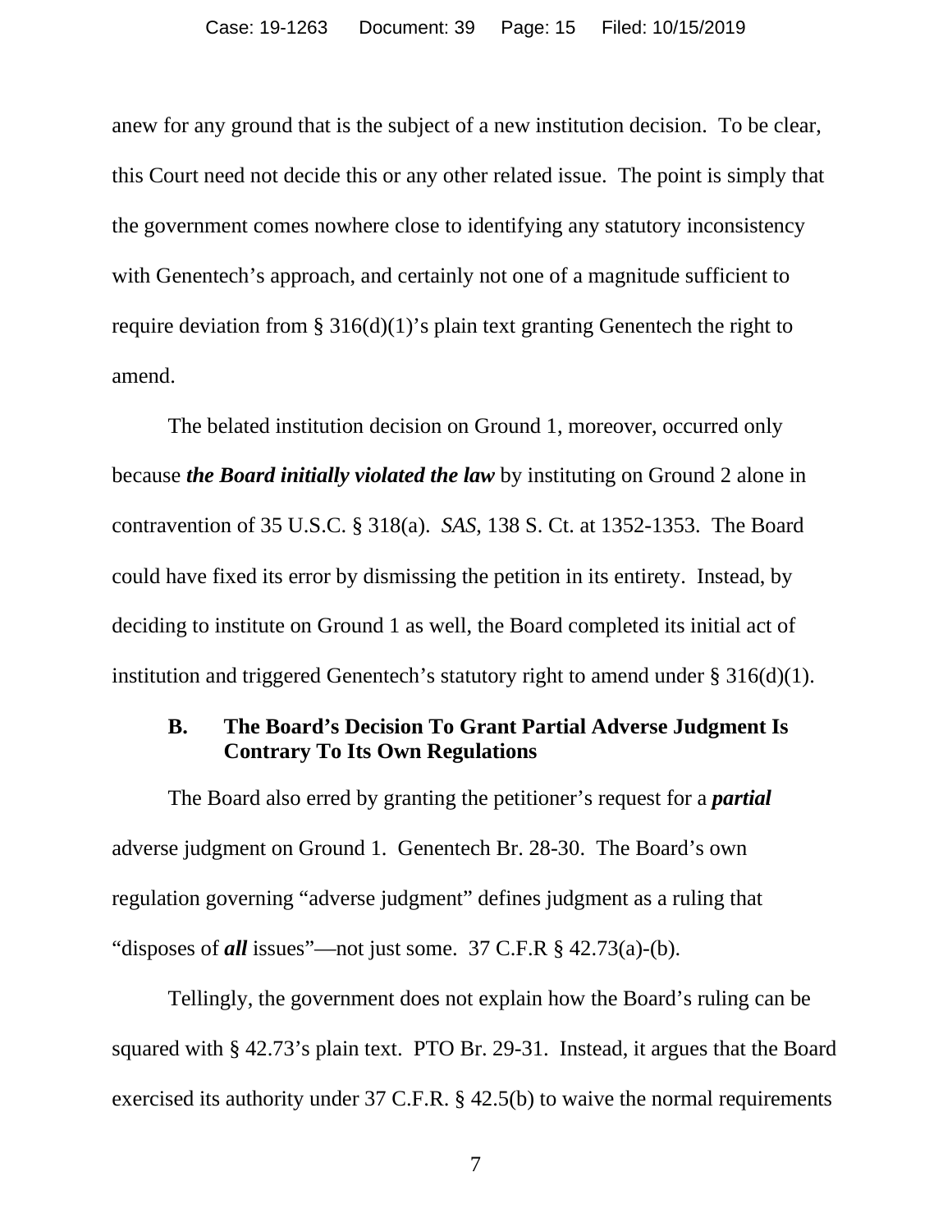anew for any ground that is the subject of a new institution decision. To be clear, this Court need not decide this or any other related issue. The point is simply that the government comes nowhere close to identifying any statutory inconsistency with Genentech's approach, and certainly not one of a magnitude sufficient to require deviation from § 316(d)(1)'s plain text granting Genentech the right to amend.

The belated institution decision on Ground 1, moreover, occurred only because ***the Board initially violated the law*** by instituting on Ground 2 alone in contravention of 35 U.S.C. § 318(a). *SAS*, 138 S. Ct. at 1352-1353. The Board could have fixed its error by dismissing the petition in its entirety. Instead, by deciding to institute on Ground 1 as well, the Board completed its initial act of institution and triggered Genentech's statutory right to amend under § 316(d)(1).

### B. The Board's Decision To Grant Partial Adverse Judgment Is Contrary To Its Own Regulations

The Board also erred by granting the petitioner's request for a ***partial*** adverse judgment on Ground 1. Genentech Br. 28-30. The Board's own regulation governing "adverse judgment" defines judgment as a ruling that "disposes of ***all*** issues"—not just some. 37 C.F.R § 42.73(a)-(b).

Tellingly, the government does not explain how the Board's ruling can be squared with § 42.73's plain text. PTO Br. 29-31. Instead, it argues that the Board exercised its authority under 37 C.F.R. § 42.5(b) to waive the normal requirements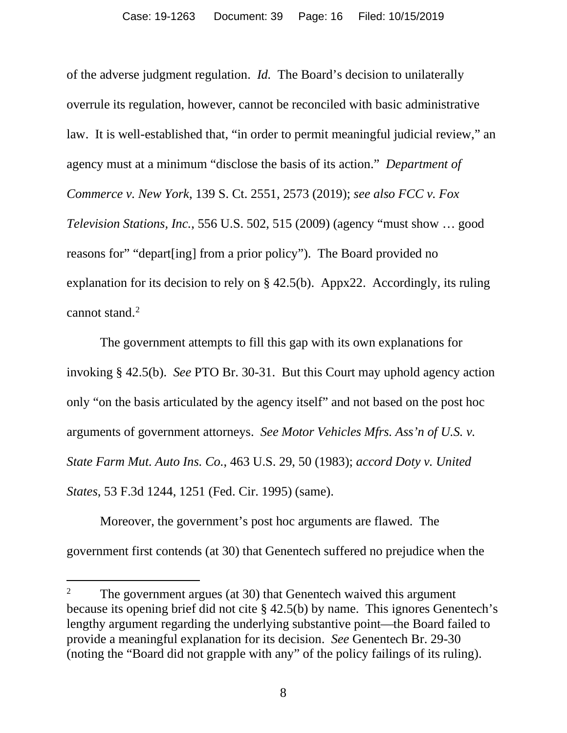of the adverse judgment regulation. *Id.* The Board's decision to unilaterally overrule its regulation, however, cannot be reconciled with basic administrative law. It is well-established that, "in order to permit meaningful judicial review," an agency must at a minimum "disclose the basis of its action." *Department of Commerce v. New York*, 139 S. Ct. 2551, 2573 (2019); *see also FCC v. Fox Television Stations, Inc.*, 556 U.S. 502, 515 (2009) (agency "must show … good reasons for" "depart[ing] from a prior policy"). The Board provided no explanation for its decision to rely on § 42.5(b). Appx22. Accordingly, its ruling cannot stand.[2]

The government attempts to fill this gap with its own explanations for invoking § 42.5(b). *See* PTO Br. 30-31. But this Court may uphold agency action only "on the basis articulated by the agency itself" and not based on the post hoc arguments of government attorneys. *See Motor Vehicles Mfrs. Ass'n of U.S. v. State Farm Mut. Auto Ins. Co.*, 463 U.S. 29, 50 (1983); *accord Doty v. United States*, 53 F.3d 1244, 1251 (Fed. Cir. 1995) (same).

Moreover, the government's post hoc arguments are flawed. The government first contends (at 30) that Genentech suffered no prejudice when the

---

[2] The government argues (at 30) that Genentech waived this argument because its opening brief did not cite § 42.5(b) by name. This ignores Genentech's lengthy argument regarding the underlying substantive point—the Board failed to provide a meaningful explanation for its decision. *See* Genentech Br. 29-30 (noting the "Board did not grapple with any" of the policy failings of its ruling).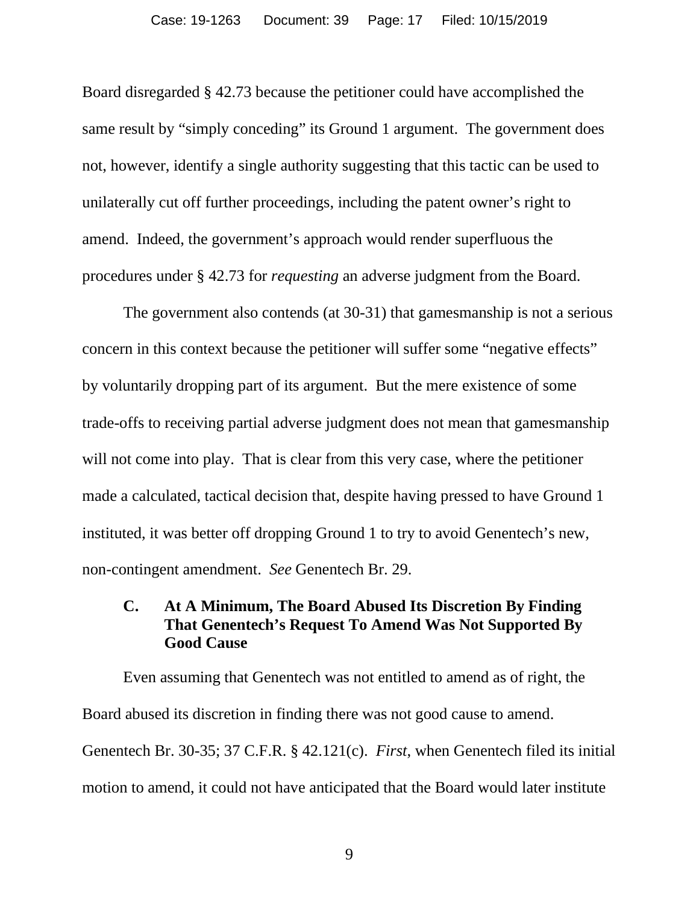Board disregarded § 42.73 because the petitioner could have accomplished the same result by "simply conceding" its Ground 1 argument. The government does not, however, identify a single authority suggesting that this tactic can be used to unilaterally cut off further proceedings, including the patent owner's right to amend. Indeed, the government's approach would render superfluous the procedures under § 42.73 for *requesting* an adverse judgment from the Board.

The government also contends (at 30-31) that gamesmanship is not a serious concern in this context because the petitioner will suffer some "negative effects" by voluntarily dropping part of its argument. But the mere existence of some trade-offs to receiving partial adverse judgment does not mean that gamesmanship will not come into play. That is clear from this very case, where the petitioner made a calculated, tactical decision that, despite having pressed to have Ground 1 instituted, it was better off dropping Ground 1 to try to avoid Genentech's new, non-contingent amendment. *See* Genentech Br. 29.

### C. At A Minimum, The Board Abused Its Discretion By Finding That Genentech's Request To Amend Was Not Supported By Good Cause

Even assuming that Genentech was not entitled to amend as of right, the Board abused its discretion in finding there was not good cause to amend. Genentech Br. 30-35; 37 C.F.R. § 42.121(c). *First*, when Genentech filed its initial motion to amend, it could not have anticipated that the Board would later institute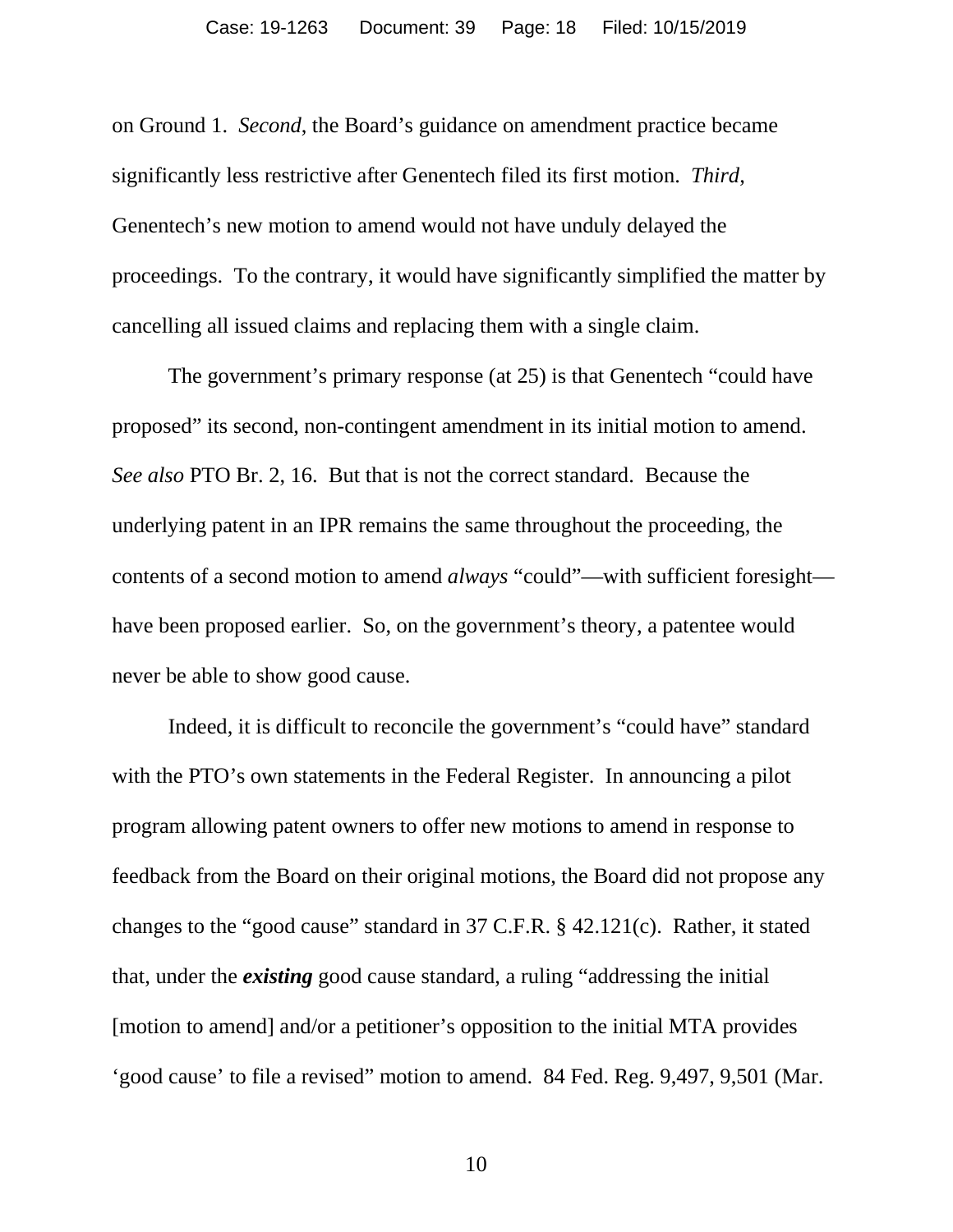on Ground 1. *Second*, the Board's guidance on amendment practice became significantly less restrictive after Genentech filed its first motion. *Third*, Genentech's new motion to amend would not have unduly delayed the proceedings. To the contrary, it would have significantly simplified the matter by cancelling all issued claims and replacing them with a single claim.

The government's primary response (at 25) is that Genentech "could have proposed" its second, non-contingent amendment in its initial motion to amend. *See also* PTO Br. 2, 16. But that is not the correct standard. Because the underlying patent in an IPR remains the same throughout the proceeding, the contents of a second motion to amend *always* "could"—with sufficient foresight—have been proposed earlier. So, on the government's theory, a patentee would never be able to show good cause.

Indeed, it is difficult to reconcile the government's "could have" standard with the PTO's own statements in the Federal Register. In announcing a pilot program allowing patent owners to offer new motions to amend in response to feedback from the Board on their original motions, the Board did not propose any changes to the "good cause" standard in 37 C.F.R. § 42.121(c). Rather, it stated that, under the ***existing*** good cause standard, a ruling "addressing the initial [motion to amend] and/or a petitioner's opposition to the initial MTA provides 'good cause' to file a revised" motion to amend. 84 Fed. Reg. 9,497, 9,501 (Mar.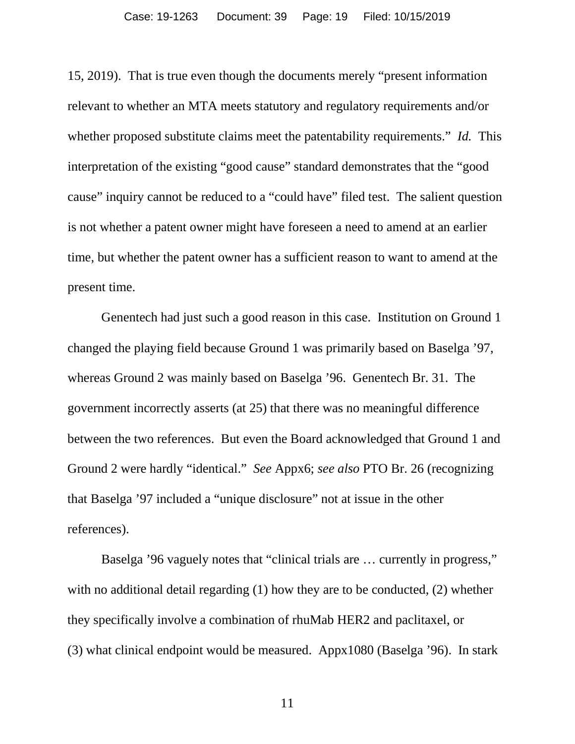15, 2019). That is true even though the documents merely "present information relevant to whether an MTA meets statutory and regulatory requirements and/or whether proposed substitute claims meet the patentability requirements." *Id.* This interpretation of the existing "good cause" standard demonstrates that the "good cause" inquiry cannot be reduced to a "could have" filed test. The salient question is not whether a patent owner might have foreseen a need to amend at an earlier time, but whether the patent owner has a sufficient reason to want to amend at the present time.

Genentech had just such a good reason in this case. Institution on Ground 1 changed the playing field because Ground 1 was primarily based on Baselga '97, whereas Ground 2 was mainly based on Baselga '96. Genentech Br. 31. The government incorrectly asserts (at 25) that there was no meaningful difference between the two references. But even the Board acknowledged that Ground 1 and Ground 2 were hardly "identical." *See* Appx6; *see also* PTO Br. 26 (recognizing that Baselga '97 included a "unique disclosure" not at issue in the other references).

Baselga '96 vaguely notes that "clinical trials are … currently in progress," with no additional detail regarding (1) how they are to be conducted, (2) whether they specifically involve a combination of rhuMab HER2 and paclitaxel, or (3) what clinical endpoint would be measured. Appx1080 (Baselga '96). In stark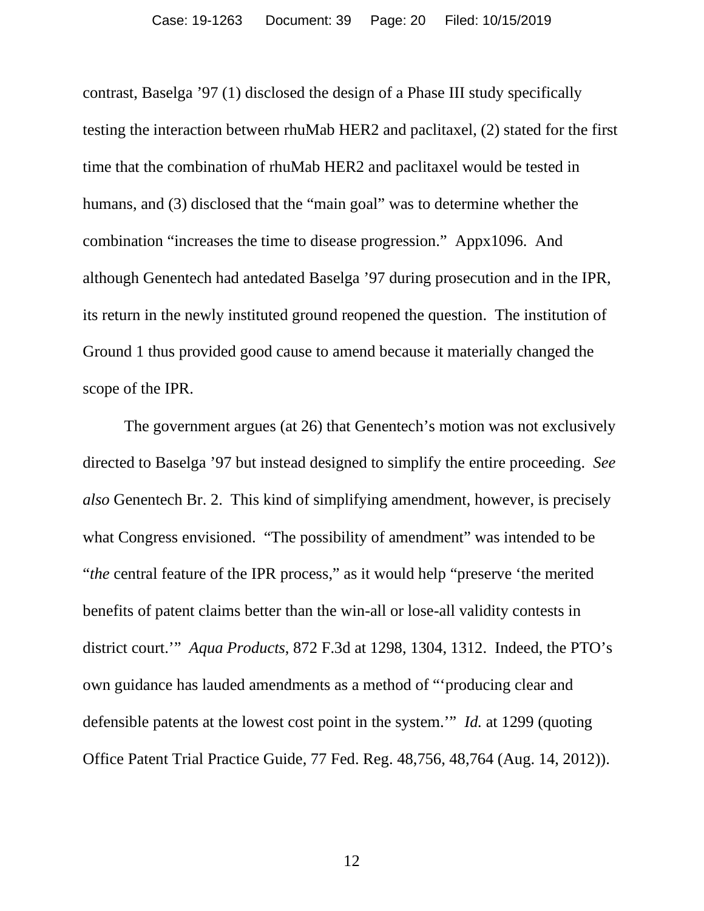contrast, Baselga '97 (1) disclosed the design of a Phase III study specifically testing the interaction between rhuMab HER2 and paclitaxel, (2) stated for the first time that the combination of rhuMab HER2 and paclitaxel would be tested in humans, and (3) disclosed that the "main goal" was to determine whether the combination "increases the time to disease progression." Appx1096. And although Genentech had antedated Baselga '97 during prosecution and in the IPR, its return in the newly instituted ground reopened the question. The institution of Ground 1 thus provided good cause to amend because it materially changed the scope of the IPR.

The government argues (at 26) that Genentech's motion was not exclusively directed to Baselga '97 but instead designed to simplify the entire proceeding. *See also* Genentech Br. 2. This kind of simplifying amendment, however, is precisely what Congress envisioned. "The possibility of amendment" was intended to be "*the* central feature of the IPR process," as it would help "preserve 'the merited benefits of patent claims better than the win-all or lose-all validity contests in district court.'" *Aqua Products*, 872 F.3d at 1298, 1304, 1312. Indeed, the PTO's own guidance has lauded amendments as a method of "'producing clear and defensible patents at the lowest cost point in the system.'" *Id.* at 1299 (quoting Office Patent Trial Practice Guide, 77 Fed. Reg. 48,756, 48,764 (Aug. 14, 2012)).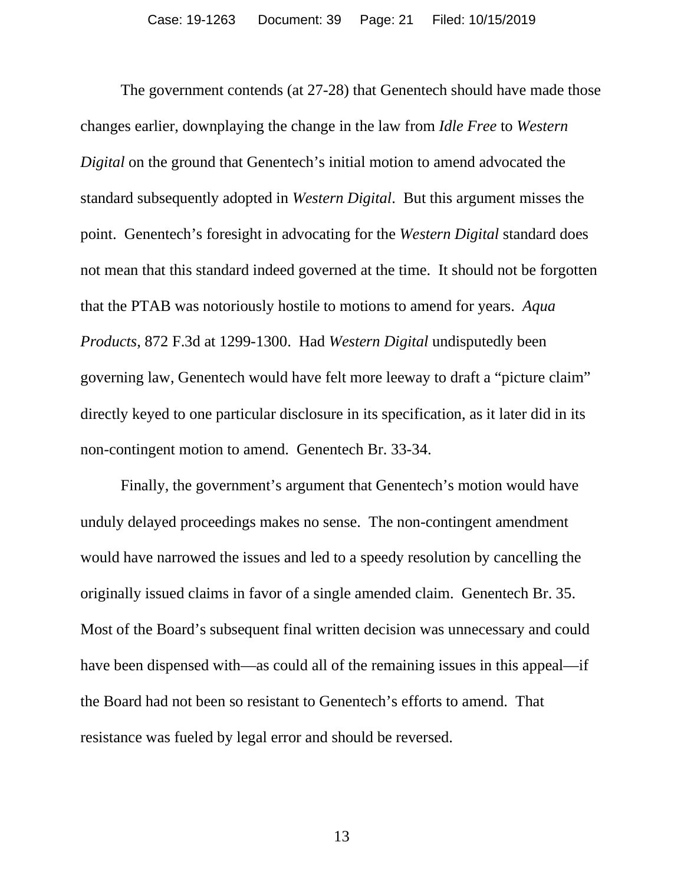The government contends (at 27-28) that Genentech should have made those changes earlier, downplaying the change in the law from *Idle Free* to *Western Digital* on the ground that Genentech's initial motion to amend advocated the standard subsequently adopted in *Western Digital*. But this argument misses the point. Genentech's foresight in advocating for the *Western Digital* standard does not mean that this standard indeed governed at the time. It should not be forgotten that the PTAB was notoriously hostile to motions to amend for years. *Aqua Products*, 872 F.3d at 1299-1300. Had *Western Digital* undisputedly been governing law, Genentech would have felt more leeway to draft a "picture claim" directly keyed to one particular disclosure in its specification, as it later did in its non-contingent motion to amend. Genentech Br. 33-34.

Finally, the government's argument that Genentech's motion would have unduly delayed proceedings makes no sense. The non-contingent amendment would have narrowed the issues and led to a speedy resolution by cancelling the originally issued claims in favor of a single amended claim. Genentech Br. 35. Most of the Board's subsequent final written decision was unnecessary and could have been dispensed with—as could all of the remaining issues in this appeal—if the Board had not been so resistant to Genentech's efforts to amend. That resistance was fueled by legal error and should be reversed.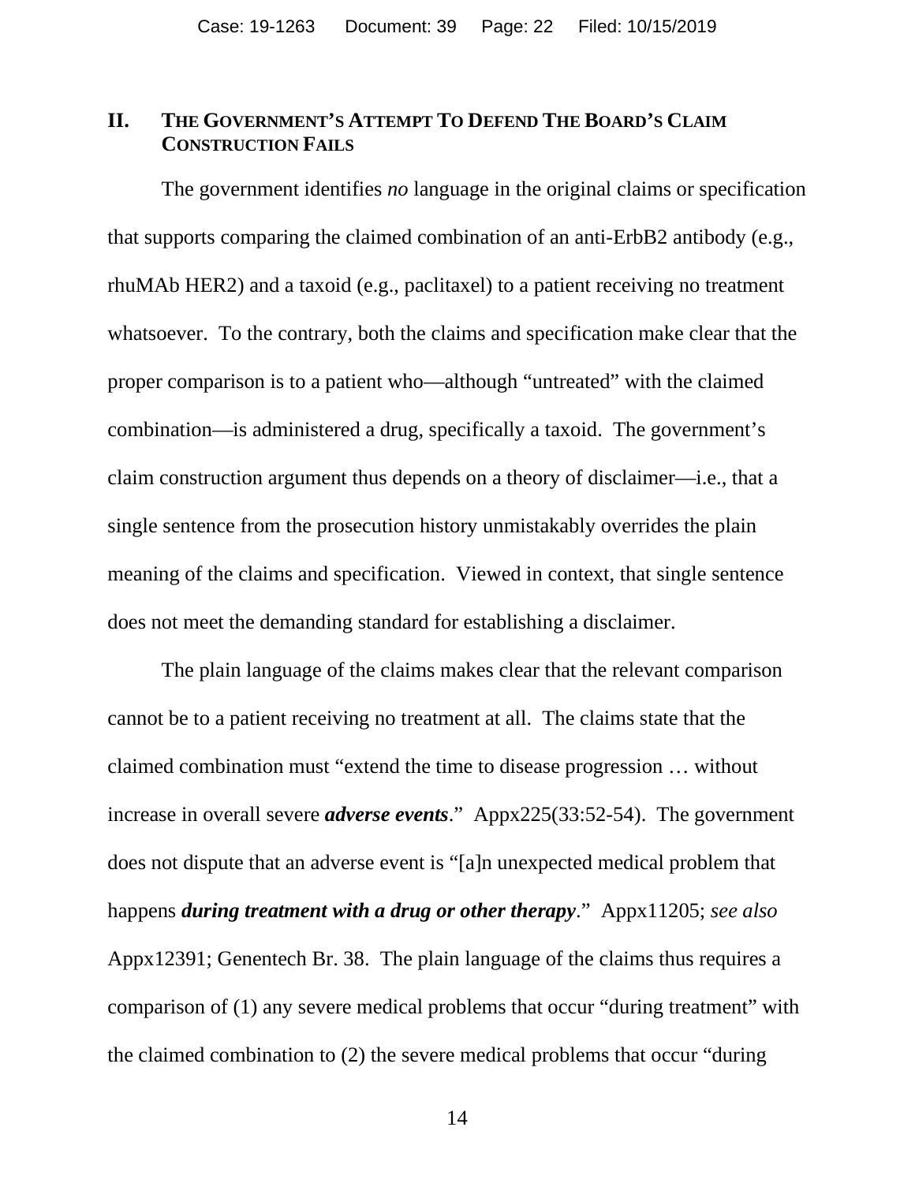## II. THE GOVERNMENT'S ATTEMPT TO DEFEND THE BOARD'S CLAIM CONSTRUCTION FAILS

The government identifies *no* language in the original claims or specification that supports comparing the claimed combination of an anti-ErbB2 antibody (e.g., rhuMAb HER2) and a taxoid (e.g., paclitaxel) to a patient receiving no treatment whatsoever. To the contrary, both the claims and specification make clear that the proper comparison is to a patient who—although "untreated" with the claimed combination—is administered a drug, specifically a taxoid. The government's claim construction argument thus depends on a theory of disclaimer—i.e., that a single sentence from the prosecution history unmistakably overrides the plain meaning of the claims and specification. Viewed in context, that single sentence does not meet the demanding standard for establishing a disclaimer.

The plain language of the claims makes clear that the relevant comparison cannot be to a patient receiving no treatment at all. The claims state that the claimed combination must "extend the time to disease progression … without increase in overall severe ***adverse events***." Appx225(33:52-54). The government does not dispute that an adverse event is "[a]n unexpected medical problem that happens ***during treatment with a drug or other therapy***." Appx11205; *see also* Appx12391; Genentech Br. 38. The plain language of the claims thus requires a comparison of (1) any severe medical problems that occur "during treatment" with the claimed combination to (2) the severe medical problems that occur "during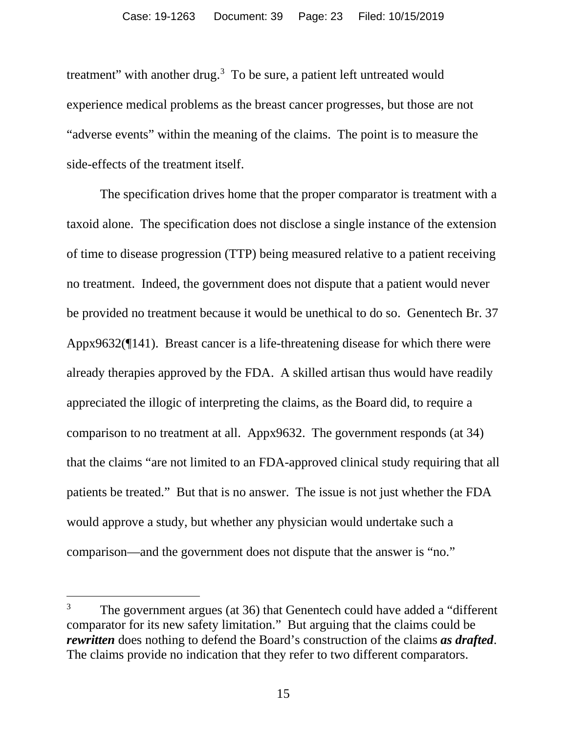treatment" with another drug.[3] To be sure, a patient left untreated would experience medical problems as the breast cancer progresses, but those are not "adverse events" within the meaning of the claims. The point is to measure the side-effects of the treatment itself.

The specification drives home that the proper comparator is treatment with a taxoid alone. The specification does not disclose a single instance of the extension of time to disease progression (TTP) being measured relative to a patient receiving no treatment. Indeed, the government does not dispute that a patient would never be provided no treatment because it would be unethical to do so. Genentech Br. 37 Appx9632(¶141). Breast cancer is a life-threatening disease for which there were already therapies approved by the FDA. A skilled artisan thus would have readily appreciated the illogic of interpreting the claims, as the Board did, to require a comparison to no treatment at all. Appx9632. The government responds (at 34) that the claims "are not limited to an FDA-approved clinical study requiring that all patients be treated." But that is no answer. The issue is not just whether the FDA would approve a study, but whether any physician would undertake such a comparison—and the government does not dispute that the answer is "no."

---

[3] The government argues (at 36) that Genentech could have added a "different comparator for its new safety limitation." But arguing that the claims could be ***rewritten*** does nothing to defend the Board's construction of the claims ***as drafted***. The claims provide no indication that they refer to two different comparators.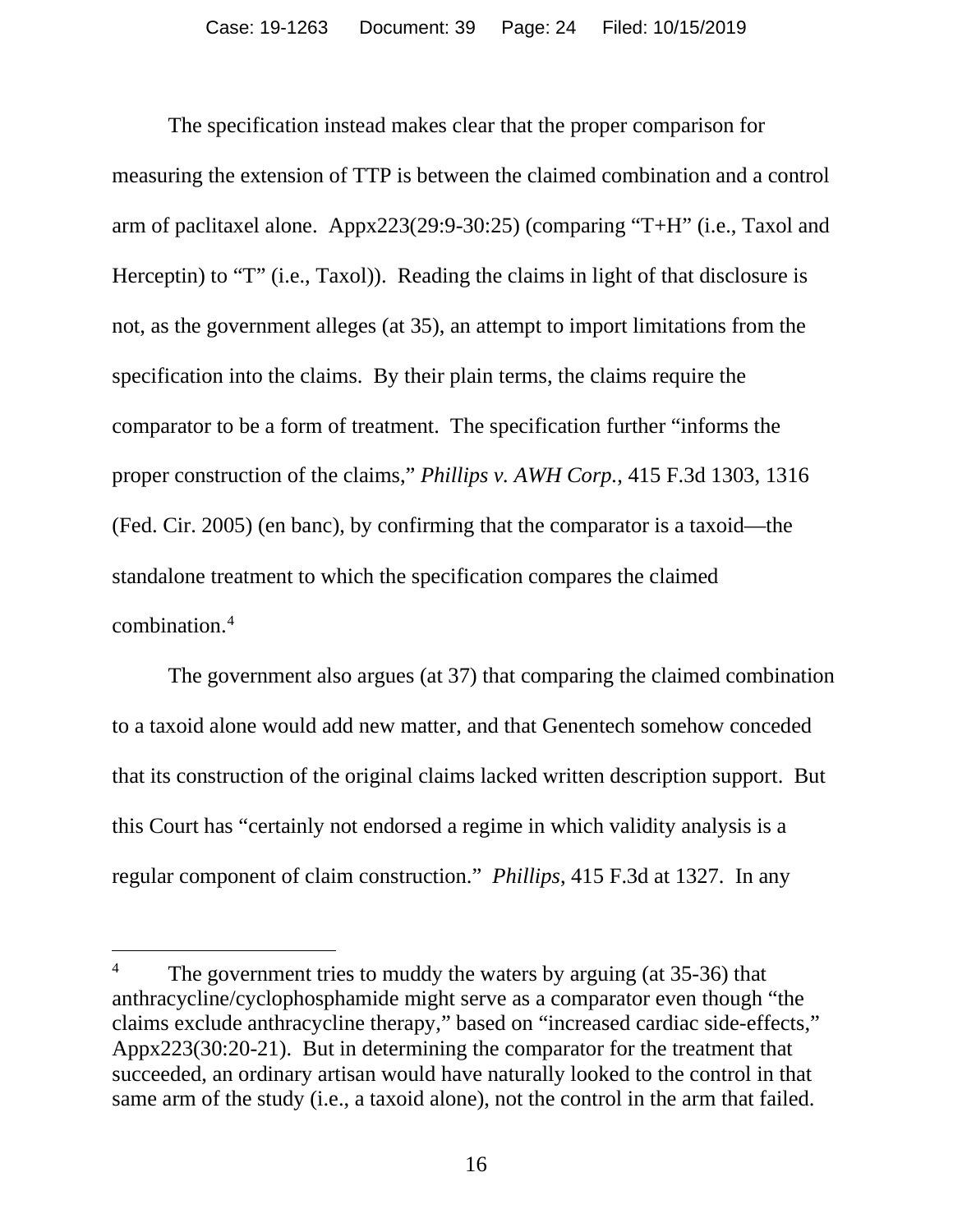The specification instead makes clear that the proper comparison for measuring the extension of TTP is between the claimed combination and a control arm of paclitaxel alone. Appx223(29:9-30:25) (comparing "T+H" (i.e., Taxol and Herceptin) to "T" (i.e., Taxol)). Reading the claims in light of that disclosure is not, as the government alleges (at 35), an attempt to import limitations from the specification into the claims. By their plain terms, the claims require the comparator to be a form of treatment. The specification further "informs the proper construction of the claims," *Phillips v. AWH Corp.*, 415 F.3d 1303, 1316 (Fed. Cir. 2005) (en banc), by confirming that the comparator is a taxoid—the standalone treatment to which the specification compares the claimed combination.[4]

The government also argues (at 37) that comparing the claimed combination to a taxoid alone would add new matter, and that Genentech somehow conceded that its construction of the original claims lacked written description support. But this Court has "certainly not endorsed a regime in which validity analysis is a regular component of claim construction." *Phillips*, 415 F.3d at 1327. In any

[4] The government tries to muddy the waters by arguing (at 35-36) that anthracycline/cyclophosphamide might serve as a comparator even though "the claims exclude anthracycline therapy," based on "increased cardiac side-effects," Appx223(30:20-21). But in determining the comparator for the treatment that succeeded, an ordinary artisan would have naturally looked to the control in that same arm of the study (i.e., a taxoid alone), not the control in the arm that failed.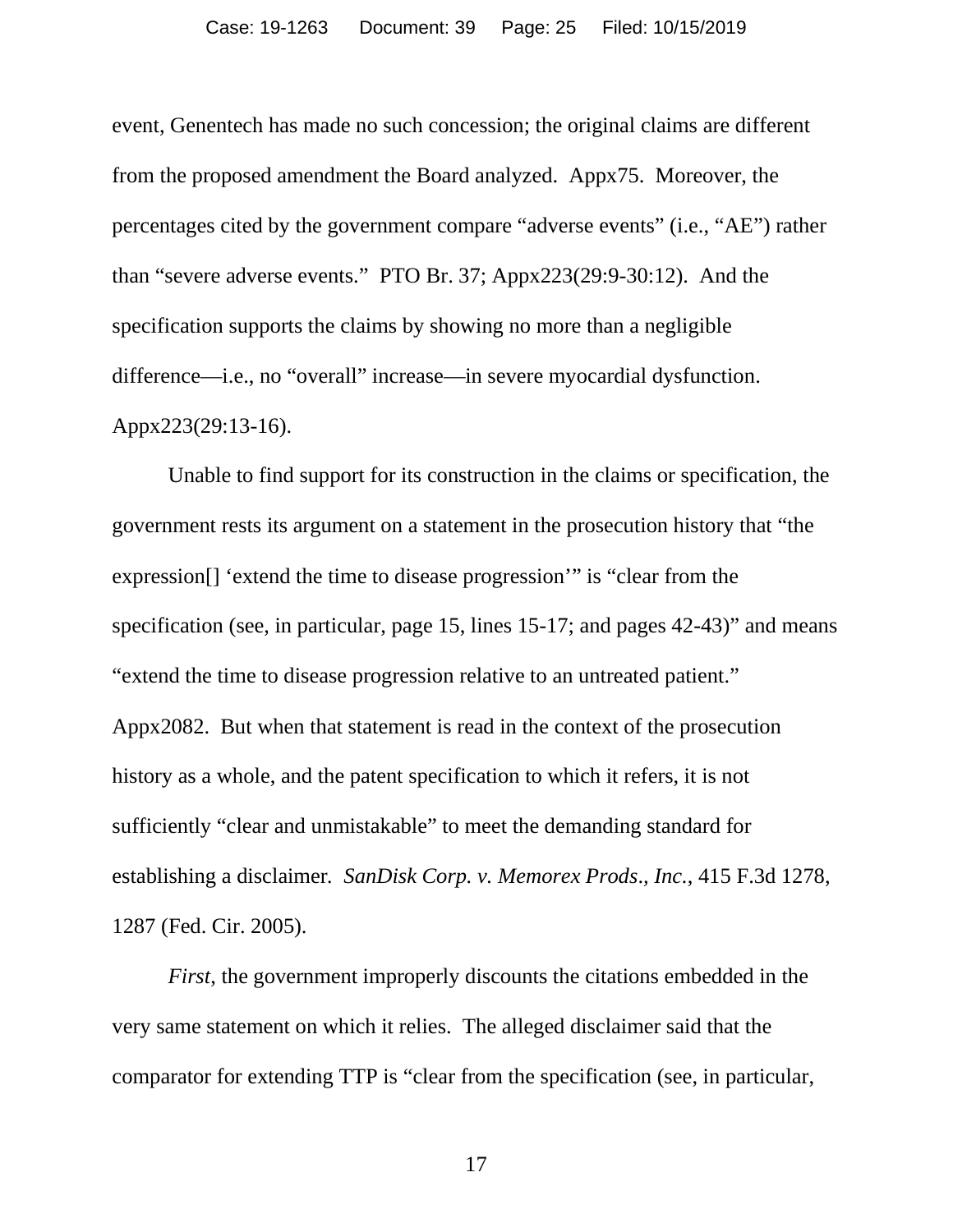event, Genentech has made no such concession; the original claims are different from the proposed amendment the Board analyzed. Appx75. Moreover, the percentages cited by the government compare "adverse events" (i.e., "AE") rather than "severe adverse events." PTO Br. 37; Appx223(29:9-30:12). And the specification supports the claims by showing no more than a negligible difference—i.e., no "overall" increase—in severe myocardial dysfunction. Appx223(29:13-16).

Unable to find support for its construction in the claims or specification, the government rests its argument on a statement in the prosecution history that "the expression[] 'extend the time to disease progression'" is "clear from the specification (see, in particular, page 15, lines 15-17; and pages 42-43)" and means "extend the time to disease progression relative to an untreated patient." Appx2082. But when that statement is read in the context of the prosecution history as a whole, and the patent specification to which it refers, it is not sufficiently "clear and unmistakable" to meet the demanding standard for establishing a disclaimer. *SanDisk Corp. v. Memorex Prods., Inc.*, 415 F.3d 1278, 1287 (Fed. Cir. 2005).

*First*, the government improperly discounts the citations embedded in the very same statement on which it relies. The alleged disclaimer said that the comparator for extending TTP is "clear from the specification (see, in particular,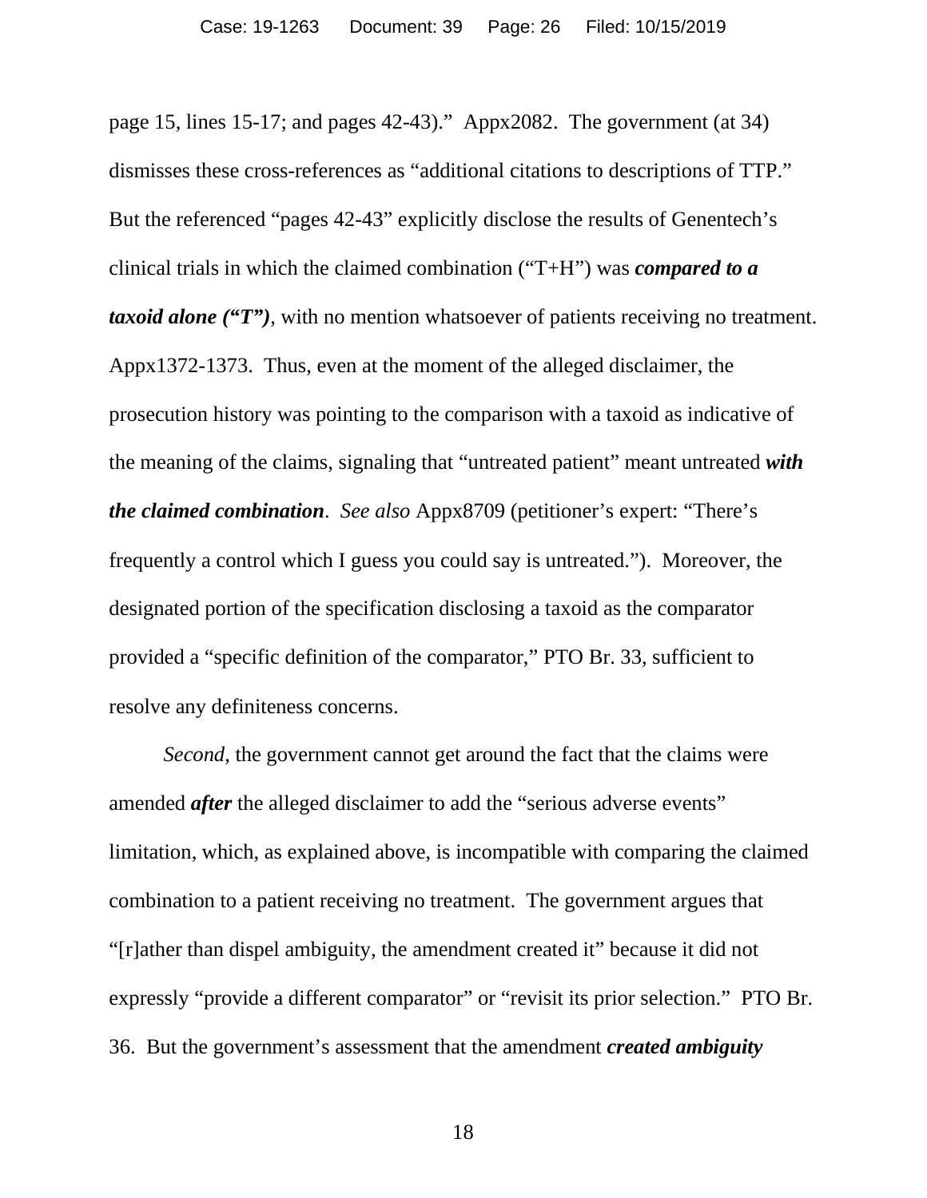page 15, lines 15-17; and pages 42-43)." Appx2082. The government (at 34) dismisses these cross-references as "additional citations to descriptions of TTP." But the referenced "pages 42-43" explicitly disclose the results of Genentech's clinical trials in which the claimed combination ("T+H") was ***compared to a taxoid alone ("T")***, with no mention whatsoever of patients receiving no treatment. Appx1372-1373. Thus, even at the moment of the alleged disclaimer, the prosecution history was pointing to the comparison with a taxoid as indicative of the meaning of the claims, signaling that "untreated patient" meant untreated ***with the claimed combination***. *See also* Appx8709 (petitioner's expert: "There's frequently a control which I guess you could say is untreated."). Moreover, the designated portion of the specification disclosing a taxoid as the comparator provided a "specific definition of the comparator," PTO Br. 33, sufficient to resolve any definiteness concerns.

*Second*, the government cannot get around the fact that the claims were amended ***after*** the alleged disclaimer to add the "serious adverse events" limitation, which, as explained above, is incompatible with comparing the claimed combination to a patient receiving no treatment. The government argues that "[r]ather than dispel ambiguity, the amendment created it" because it did not expressly "provide a different comparator" or "revisit its prior selection." PTO Br. 36. But the government's assessment that the amendment ***created ambiguity***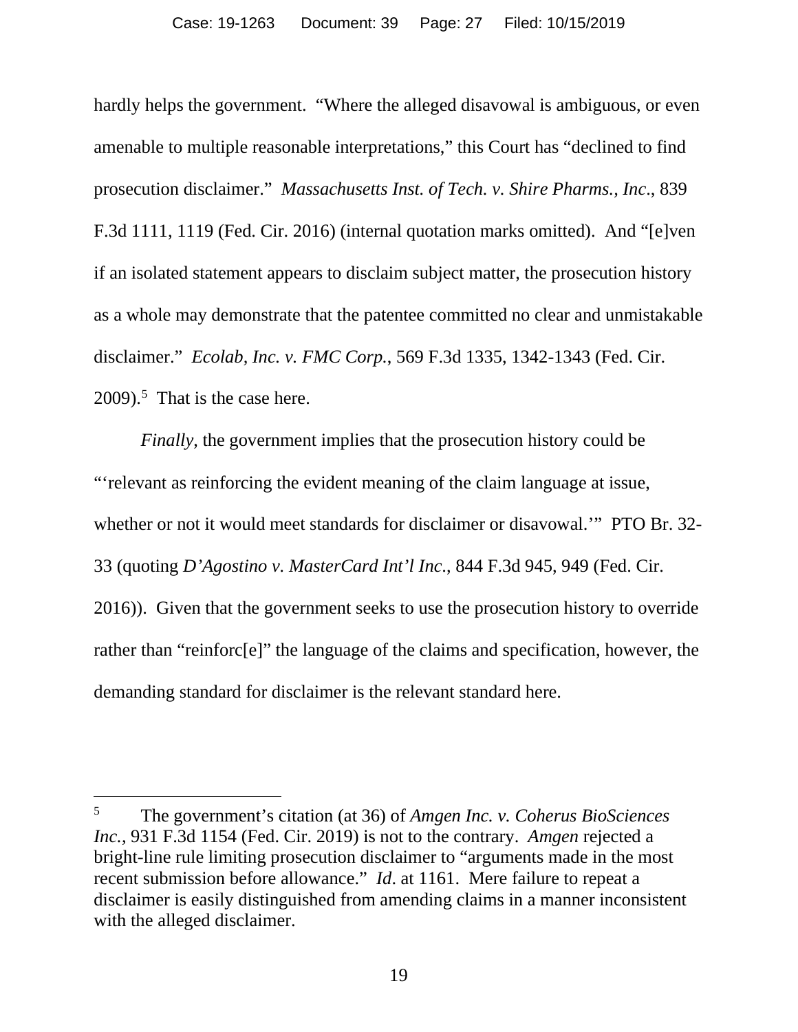hardly helps the government. "Where the alleged disavowal is ambiguous, or even amenable to multiple reasonable interpretations," this Court has "declined to find prosecution disclaimer." *Massachusetts Inst. of Tech. v. Shire Pharms., Inc.*, 839 F.3d 1111, 1119 (Fed. Cir. 2016) (internal quotation marks omitted). And "[e]ven if an isolated statement appears to disclaim subject matter, the prosecution history as a whole may demonstrate that the patentee committed no clear and unmistakable disclaimer." *Ecolab, Inc. v. FMC Corp.*, 569 F.3d 1335, 1342-1343 (Fed. Cir. 2009).[5] That is the case here.

*Finally*, the government implies that the prosecution history could be "'relevant as reinforcing the evident meaning of the claim language at issue, whether or not it would meet standards for disclaimer or disavowal.'" PTO Br. 32-33 (quoting *D'Agostino v. MasterCard Int'l Inc.*, 844 F.3d 945, 949 (Fed. Cir. 2016)). Given that the government seeks to use the prosecution history to override rather than "reinforc[e]" the language of the claims and specification, however, the demanding standard for disclaimer is the relevant standard here.

---

[5] The government's citation (at 36) of *Amgen Inc. v. Coherus BioSciences Inc.*, 931 F.3d 1154 (Fed. Cir. 2019) is not to the contrary. *Amgen* rejected a bright-line rule limiting prosecution disclaimer to "arguments made in the most recent submission before allowance." *Id*. at 1161. Mere failure to repeat a disclaimer is easily distinguished from amending claims in a manner inconsistent with the alleged disclaimer.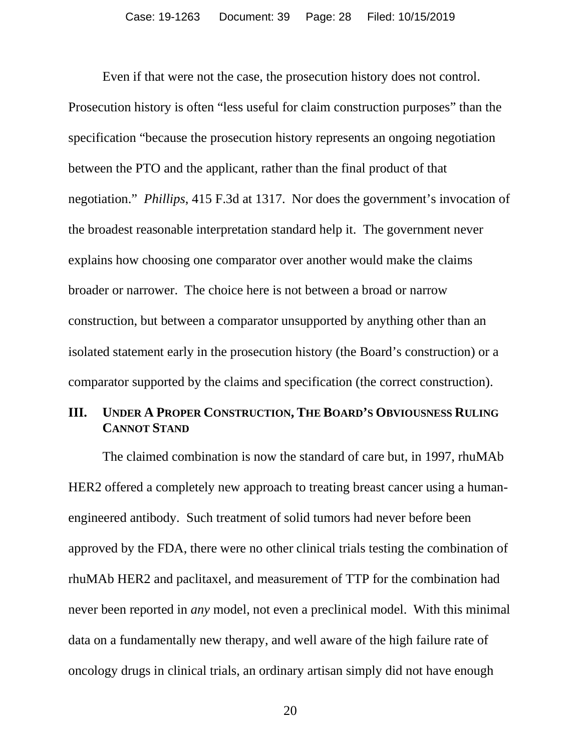Even if that were not the case, the prosecution history does not control. Prosecution history is often "less useful for claim construction purposes" than the specification "because the prosecution history represents an ongoing negotiation between the PTO and the applicant, rather than the final product of that negotiation." *Phillips*, 415 F.3d at 1317. Nor does the government's invocation of the broadest reasonable interpretation standard help it. The government never explains how choosing one comparator over another would make the claims broader or narrower. The choice here is not between a broad or narrow construction, but between a comparator unsupported by anything other than an isolated statement early in the prosecution history (the Board's construction) or a comparator supported by the claims and specification (the correct construction).

## III. UNDER A PROPER CONSTRUCTION, THE BOARD'S OBVIOUSNESS RULING CANNOT STAND

The claimed combination is now the standard of care but, in 1997, rhuMAb HER2 offered a completely new approach to treating breast cancer using a human-engineered antibody. Such treatment of solid tumors had never before been approved by the FDA, there were no other clinical trials testing the combination of rhuMAb HER2 and paclitaxel, and measurement of TTP for the combination had never been reported in *any* model, not even a preclinical model. With this minimal data on a fundamentally new therapy, and well aware of the high failure rate of oncology drugs in clinical trials, an ordinary artisan simply did not have enough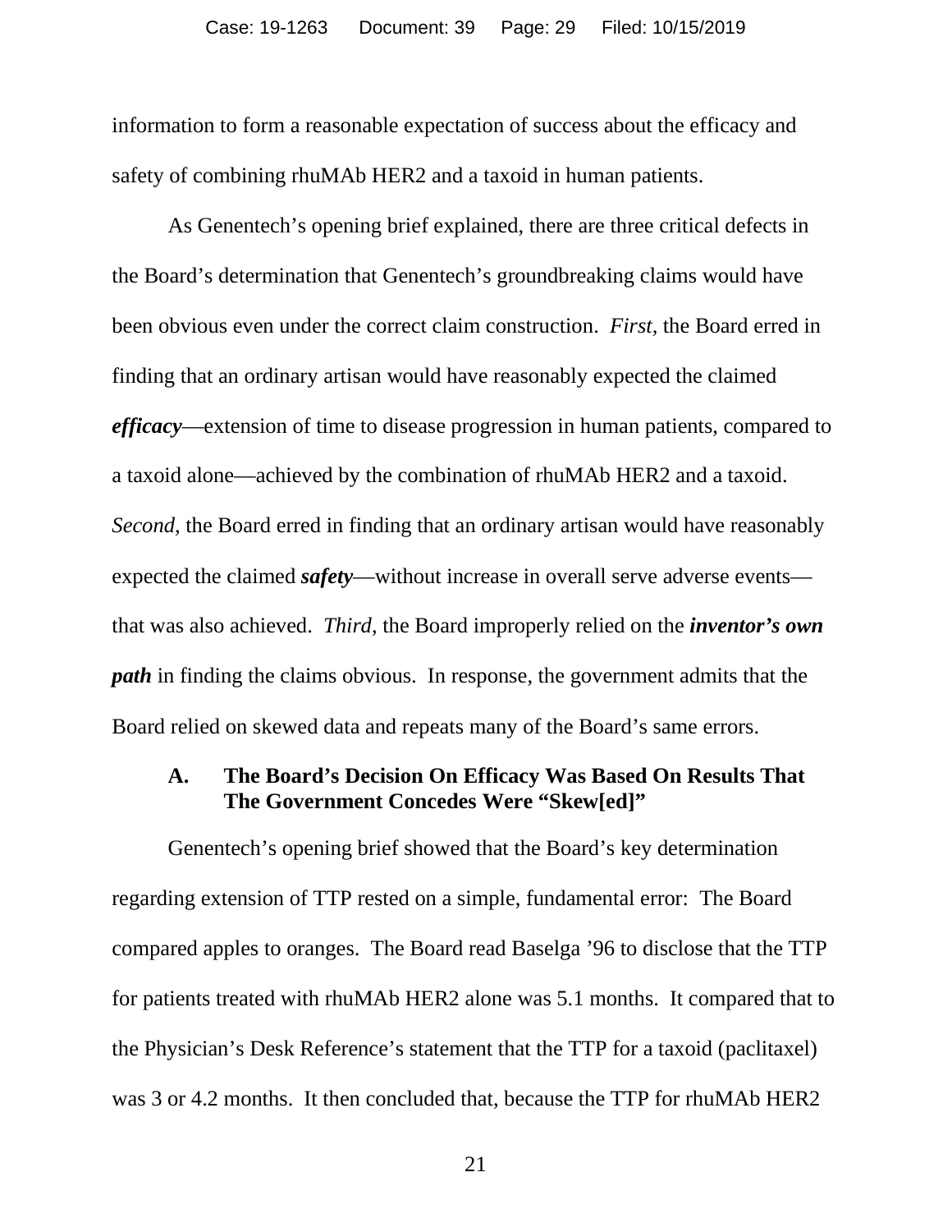information to form a reasonable expectation of success about the efficacy and safety of combining rhuMAb HER2 and a taxoid in human patients.

As Genentech's opening brief explained, there are three critical defects in the Board's determination that Genentech's groundbreaking claims would have been obvious even under the correct claim construction. *First*, the Board erred in finding that an ordinary artisan would have reasonably expected the claimed ***efficacy***—extension of time to disease progression in human patients, compared to a taxoid alone—achieved by the combination of rhuMAb HER2 and a taxoid. *Second*, the Board erred in finding that an ordinary artisan would have reasonably expected the claimed ***safety***—without increase in overall serve adverse events—that was also achieved. *Third*, the Board improperly relied on the ***inventor's own path*** in finding the claims obvious. In response, the government admits that the Board relied on skewed data and repeats many of the Board's same errors.

### A. The Board's Decision On Efficacy Was Based On Results That The Government Concedes Were "Skew[ed]"

Genentech's opening brief showed that the Board's key determination regarding extension of TTP rested on a simple, fundamental error: The Board compared apples to oranges. The Board read Baselga '96 to disclose that the TTP for patients treated with rhuMAb HER2 alone was 5.1 months. It compared that to the Physician's Desk Reference's statement that the TTP for a taxoid (paclitaxel) was 3 or 4.2 months. It then concluded that, because the TTP for rhuMAb HER2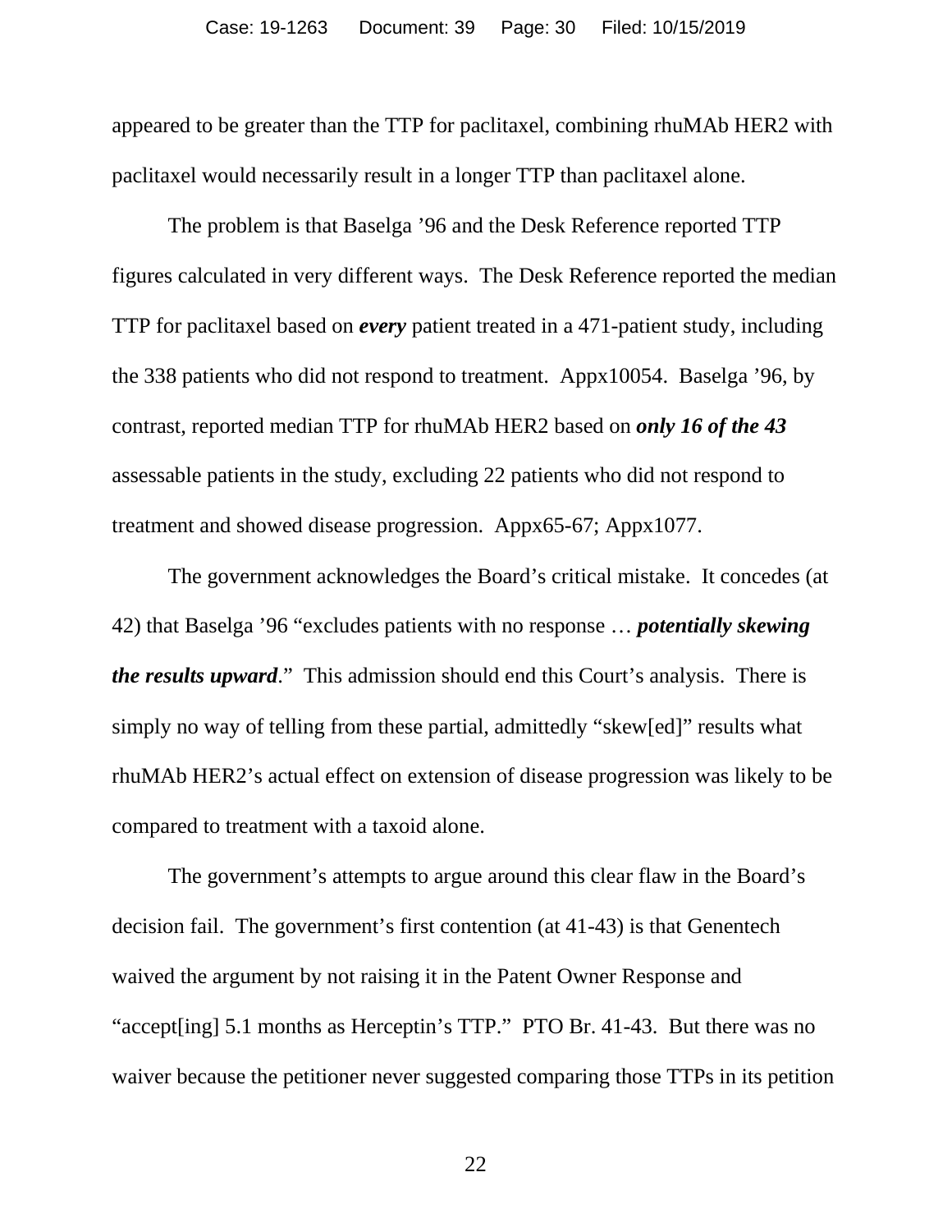appeared to be greater than the TTP for paclitaxel, combining rhuMAb HER2 with paclitaxel would necessarily result in a longer TTP than paclitaxel alone.

The problem is that Baselga ’96 and the Desk Reference reported TTP figures calculated in very different ways. The Desk Reference reported the median TTP for paclitaxel based on ***every*** patient treated in a 471-patient study, including the 338 patients who did not respond to treatment. Appx10054. Baselga ’96, by contrast, reported median TTP for rhuMAb HER2 based on ***only 16 of the 43*** assessable patients in the study, excluding 22 patients who did not respond to treatment and showed disease progression. Appx65-67; Appx1077.

The government acknowledges the Board’s critical mistake. It concedes (at 42) that Baselga ’96 “excludes patients with no response … ***potentially skewing the results upward***.” This admission should end this Court’s analysis. There is simply no way of telling from these partial, admittedly “skew[ed]” results what rhuMAb HER2’s actual effect on extension of disease progression was likely to be compared to treatment with a taxoid alone.

The government’s attempts to argue around this clear flaw in the Board’s decision fail. The government’s first contention (at 41-43) is that Genentech waived the argument by not raising it in the Patent Owner Response and “accept[ing] 5.1 months as Herceptin’s TTP.” PTO Br. 41-43. But there was no waiver because the petitioner never suggested comparing those TTPs in its petition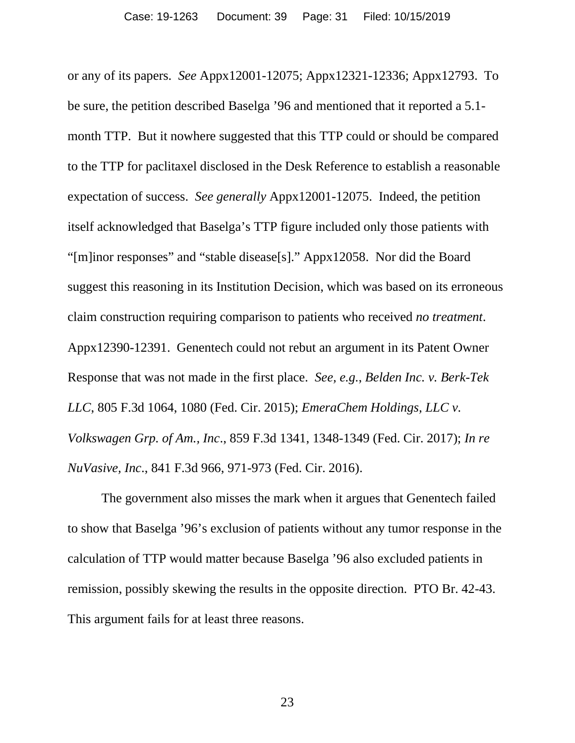or any of its papers. *See* Appx12001-12075; Appx12321-12336; Appx12793. To be sure, the petition described Baselga '96 and mentioned that it reported a 5.1-month TTP. But it nowhere suggested that this TTP could or should be compared to the TTP for paclitaxel disclosed in the Desk Reference to establish a reasonable expectation of success. *See generally* Appx12001-12075. Indeed, the petition itself acknowledged that Baselga's TTP figure included only those patients with "[m]inor responses" and "stable disease[s]." Appx12058. Nor did the Board suggest this reasoning in its Institution Decision, which was based on its erroneous claim construction requiring comparison to patients who received *no treatment*. Appx12390-12391. Genentech could not rebut an argument in its Patent Owner Response that was not made in the first place. *See, e.g.*, *Belden Inc. v. Berk-Tek LLC*, 805 F.3d 1064, 1080 (Fed. Cir. 2015); *EmeraChem Holdings, LLC v. Volkswagen Grp. of Am., Inc*., 859 F.3d 1341, 1348-1349 (Fed. Cir. 2017); *In re NuVasive, Inc*., 841 F.3d 966, 971-973 (Fed. Cir. 2016).

The government also misses the mark when it argues that Genentech failed to show that Baselga '96's exclusion of patients without any tumor response in the calculation of TTP would matter because Baselga '96 also excluded patients in remission, possibly skewing the results in the opposite direction. PTO Br. 42-43. This argument fails for at least three reasons.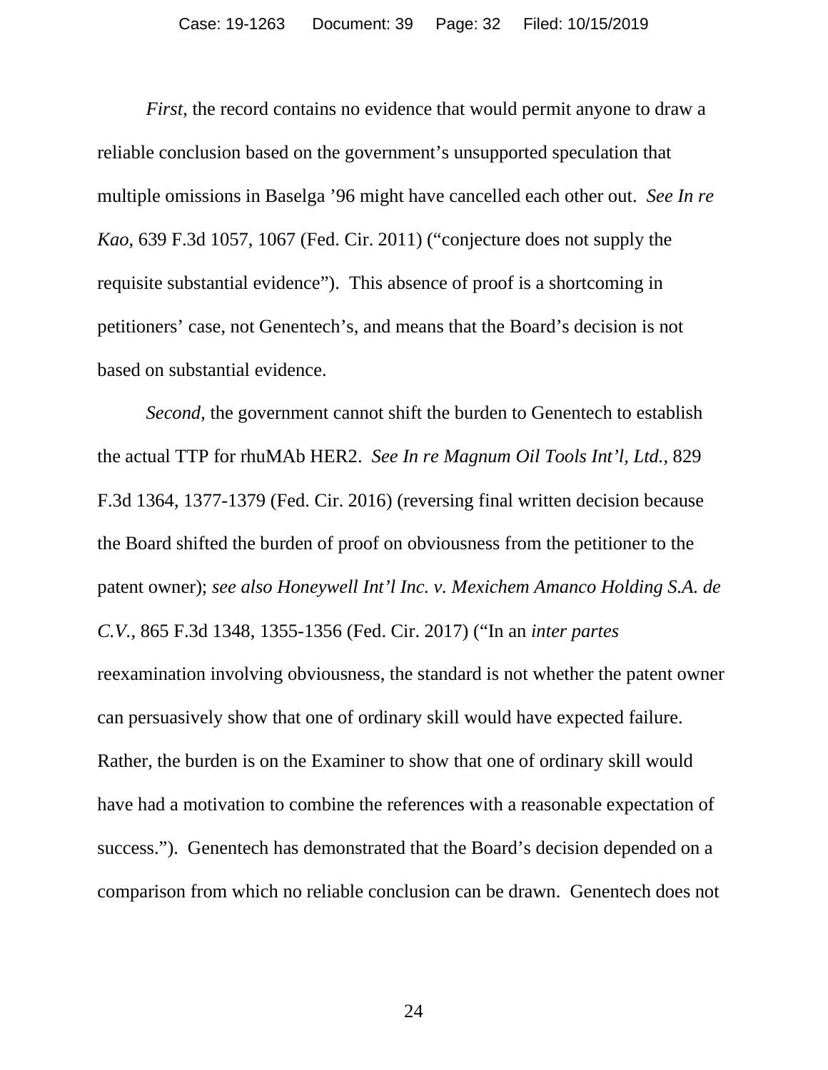*First*, the record contains no evidence that would permit anyone to draw a reliable conclusion based on the government's unsupported speculation that multiple omissions in Baselga '96 might have cancelled each other out. *See In re Kao*, 639 F.3d 1057, 1067 (Fed. Cir. 2011) ("conjecture does not supply the requisite substantial evidence"). This absence of proof is a shortcoming in petitioners' case, not Genentech's, and means that the Board's decision is not based on substantial evidence.

*Second*, the government cannot shift the burden to Genentech to establish the actual TTP for rhuMAb HER2. *See In re Magnum Oil Tools Int'l, Ltd.*, 829 F.3d 1364, 1377-1379 (Fed. Cir. 2016) (reversing final written decision because the Board shifted the burden of proof on obviousness from the petitioner to the patent owner); *see also Honeywell Int'l Inc. v. Mexichem Amanco Holding S.A. de C.V.*, 865 F.3d 1348, 1355-1356 (Fed. Cir. 2017) ("In an *inter partes* reexamination involving obviousness, the standard is not whether the patent owner can persuasively show that one of ordinary skill would have expected failure. Rather, the burden is on the Examiner to show that one of ordinary skill would have had a motivation to combine the references with a reasonable expectation of success."). Genentech has demonstrated that the Board's decision depended on a comparison from which no reliable conclusion can be drawn. Genentech does not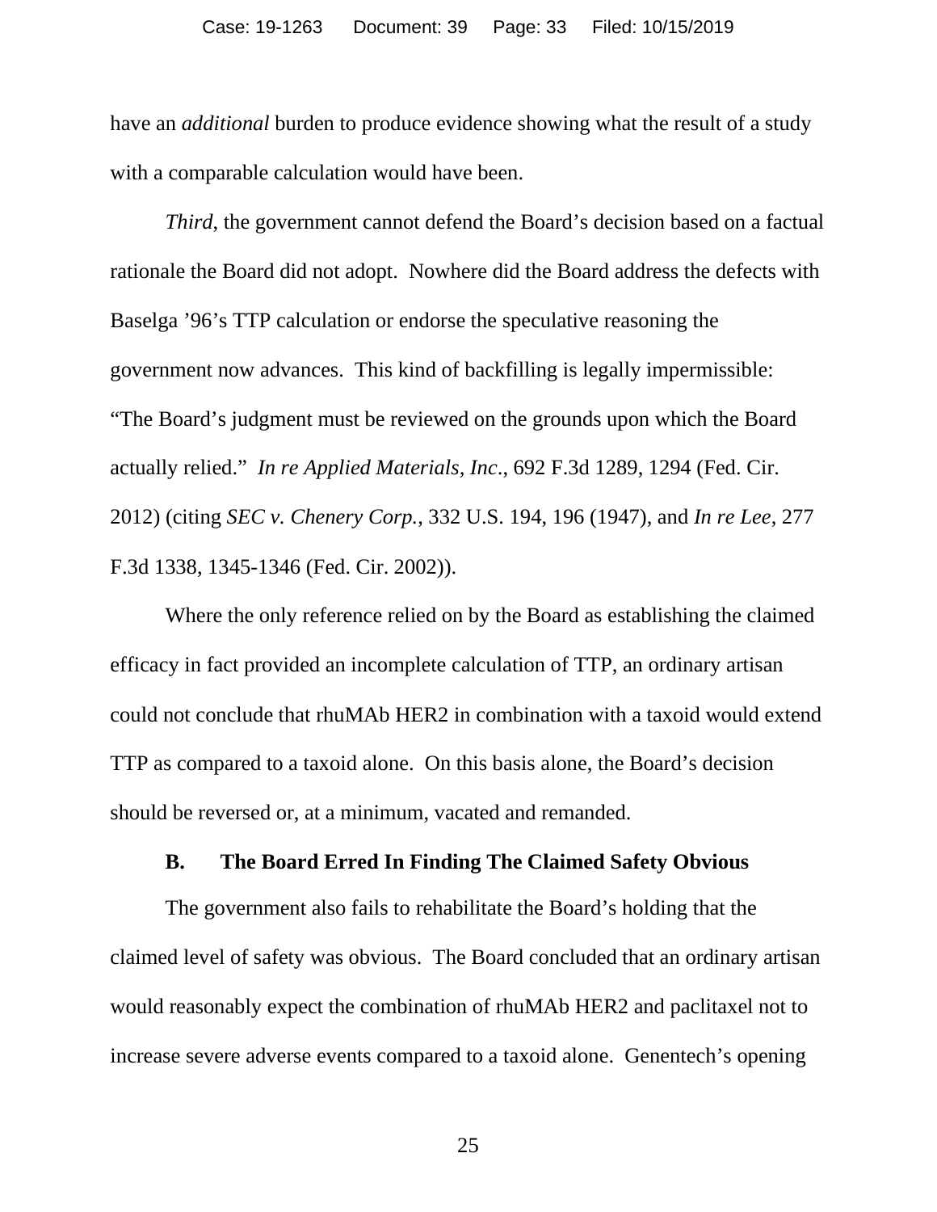have an *additional* burden to produce evidence showing what the result of a study with a comparable calculation would have been.

*Third*, the government cannot defend the Board's decision based on a factual rationale the Board did not adopt. Nowhere did the Board address the defects with Baselga '96's TTP calculation or endorse the speculative reasoning the government now advances. This kind of backfilling is legally impermissible: "The Board's judgment must be reviewed on the grounds upon which the Board actually relied." *In re Applied Materials, Inc.*, 692 F.3d 1289, 1294 (Fed. Cir. 2012) (citing *SEC v. Chenery Corp.*, 332 U.S. 194, 196 (1947), and *In re Lee*, 277 F.3d 1338, 1345-1346 (Fed. Cir. 2002)).

Where the only reference relied on by the Board as establishing the claimed efficacy in fact provided an incomplete calculation of TTP, an ordinary artisan could not conclude that rhuMAb HER2 in combination with a taxoid would extend TTP as compared to a taxoid alone. On this basis alone, the Board's decision should be reversed or, at a minimum, vacated and remanded.

### B. The Board Erred In Finding The Claimed Safety Obvious

The government also fails to rehabilitate the Board's holding that the claimed level of safety was obvious. The Board concluded that an ordinary artisan would reasonably expect the combination of rhuMAb HER2 and paclitaxel not to increase severe adverse events compared to a taxoid alone. Genentech's opening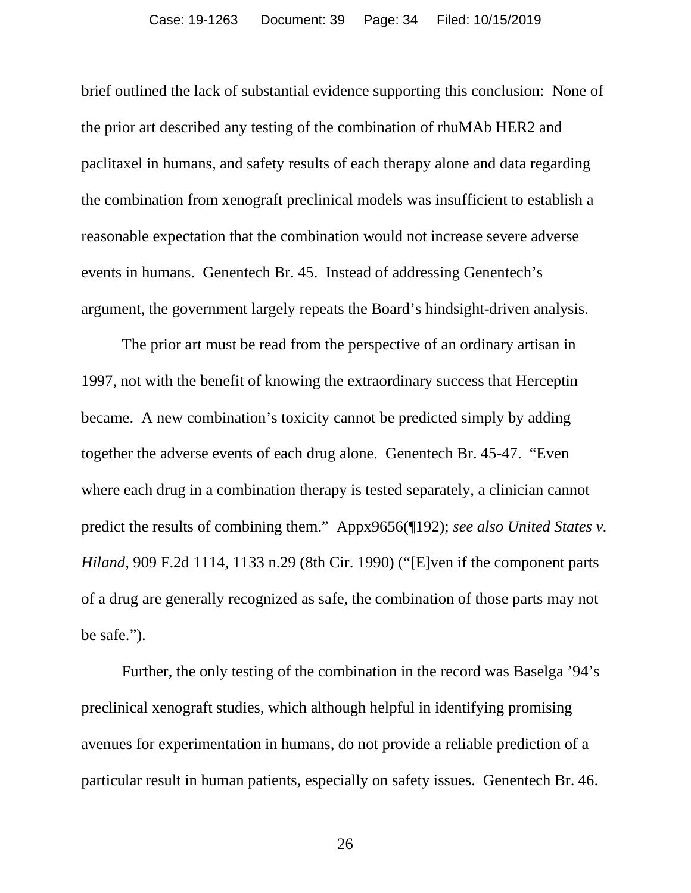brief outlined the lack of substantial evidence supporting this conclusion: None of the prior art described any testing of the combination of rhuMAb HER2 and paclitaxel in humans, and safety results of each therapy alone and data regarding the combination from xenograft preclinical models was insufficient to establish a reasonable expectation that the combination would not increase severe adverse events in humans. Genentech Br. 45. Instead of addressing Genentech's argument, the government largely repeats the Board's hindsight-driven analysis.

The prior art must be read from the perspective of an ordinary artisan in 1997, not with the benefit of knowing the extraordinary success that Herceptin became. A new combination's toxicity cannot be predicted simply by adding together the adverse events of each drug alone. Genentech Br. 45-47. "Even where each drug in a combination therapy is tested separately, a clinician cannot predict the results of combining them." Appx9656(¶192); *see also United States v. Hiland*, 909 F.2d 1114, 1133 n.29 (8th Cir. 1990) ("[E]ven if the component parts of a drug are generally recognized as safe, the combination of those parts may not be safe.").

Further, the only testing of the combination in the record was Baselga '94's preclinical xenograft studies, which although helpful in identifying promising avenues for experimentation in humans, do not provide a reliable prediction of a particular result in human patients, especially on safety issues. Genentech Br. 46.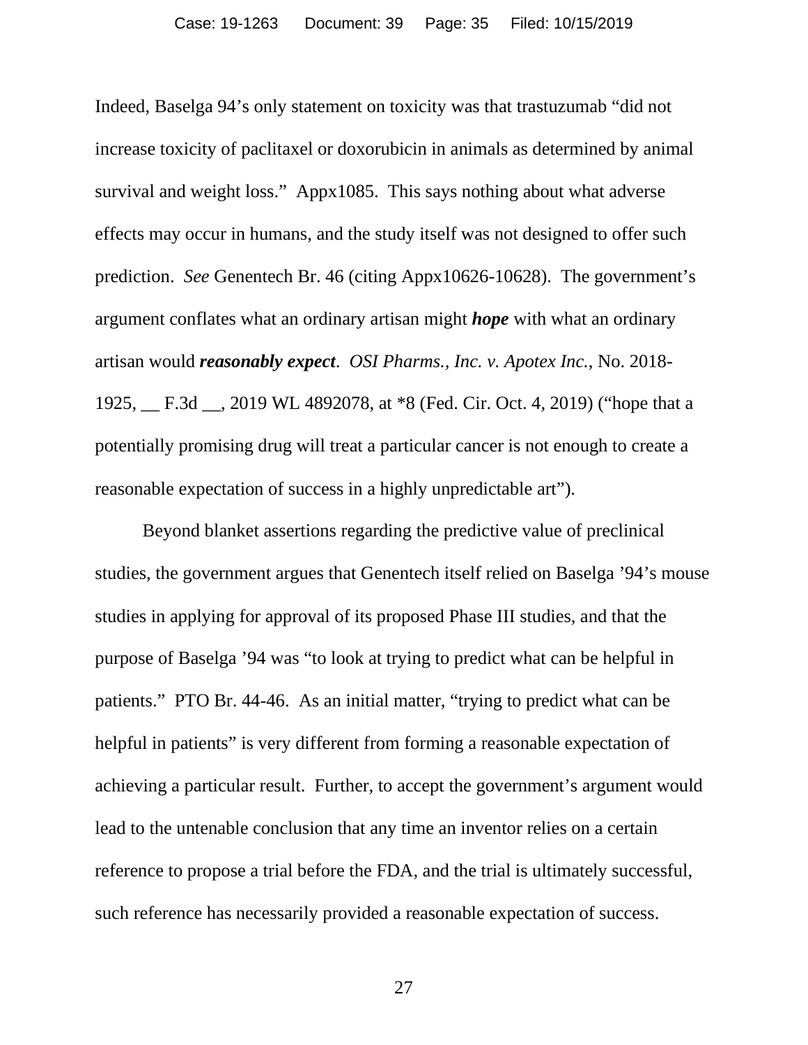Indeed, Baselga 94's only statement on toxicity was that trastuzumab "did not increase toxicity of paclitaxel or doxorubicin in animals as determined by animal survival and weight loss." Appx1085. This says nothing about what adverse effects may occur in humans, and the study itself was not designed to offer such prediction. *See* Genentech Br. 46 (citing Appx10626-10628). The government's argument conflates what an ordinary artisan might ***hope*** with what an ordinary artisan would ***reasonably expect***. *OSI Pharms., Inc. v. Apotex Inc.*, No. 2018-1925, __ F.3d __, 2019 WL 4892078, at *8 (Fed. Cir. Oct. 4, 2019) ("hope that a potentially promising drug will treat a particular cancer is not enough to create a reasonable expectation of success in a highly unpredictable art").

Beyond blanket assertions regarding the predictive value of preclinical studies, the government argues that Genentech itself relied on Baselga '94's mouse studies in applying for approval of its proposed Phase III studies, and that the purpose of Baselga '94 was "to look at trying to predict what can be helpful in patients." PTO Br. 44-46. As an initial matter, "trying to predict what can be helpful in patients" is very different from forming a reasonable expectation of achieving a particular result. Further, to accept the government's argument would lead to the untenable conclusion that any time an inventor relies on a certain reference to propose a trial before the FDA, and the trial is ultimately successful, such reference has necessarily provided a reasonable expectation of success.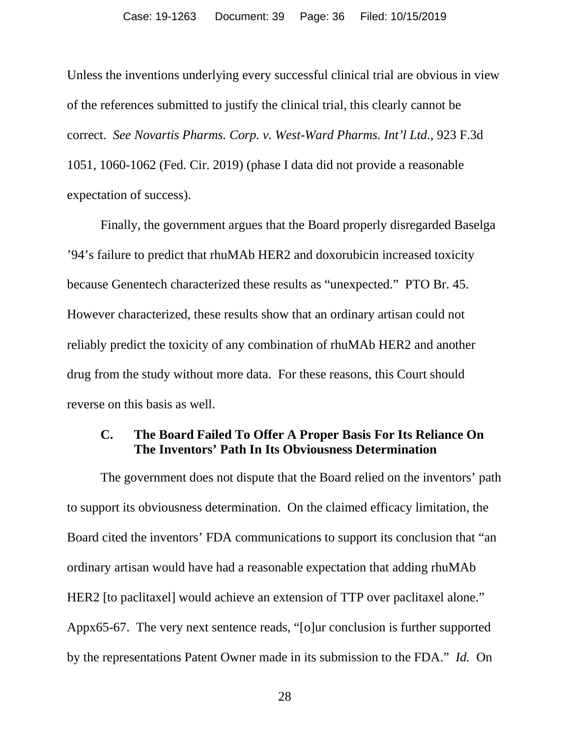Unless the inventions underlying every successful clinical trial are obvious in view of the references submitted to justify the clinical trial, this clearly cannot be correct. *See Novartis Pharms. Corp. v. West-Ward Pharms. Int'l Ltd.*, 923 F.3d 1051, 1060-1062 (Fed. Cir. 2019) (phase I data did not provide a reasonable expectation of success).

Finally, the government argues that the Board properly disregarded Baselga '94's failure to predict that rhuMAb HER2 and doxorubicin increased toxicity because Genentech characterized these results as "unexpected." PTO Br. 45. However characterized, these results show that an ordinary artisan could not reliably predict the toxicity of any combination of rhuMAb HER2 and another drug from the study without more data. For these reasons, this Court should reverse on this basis as well.

### C. The Board Failed To Offer A Proper Basis For Its Reliance On The Inventors' Path In Its Obviousness Determination

The government does not dispute that the Board relied on the inventors' path to support its obviousness determination. On the claimed efficacy limitation, the Board cited the inventors' FDA communications to support its conclusion that "an ordinary artisan would have had a reasonable expectation that adding rhuMAb HER2 [to paclitaxel] would achieve an extension of TTP over paclitaxel alone." Appx65-67. The very next sentence reads, "[o]ur conclusion is further supported by the representations Patent Owner made in its submission to the FDA." *Id.* On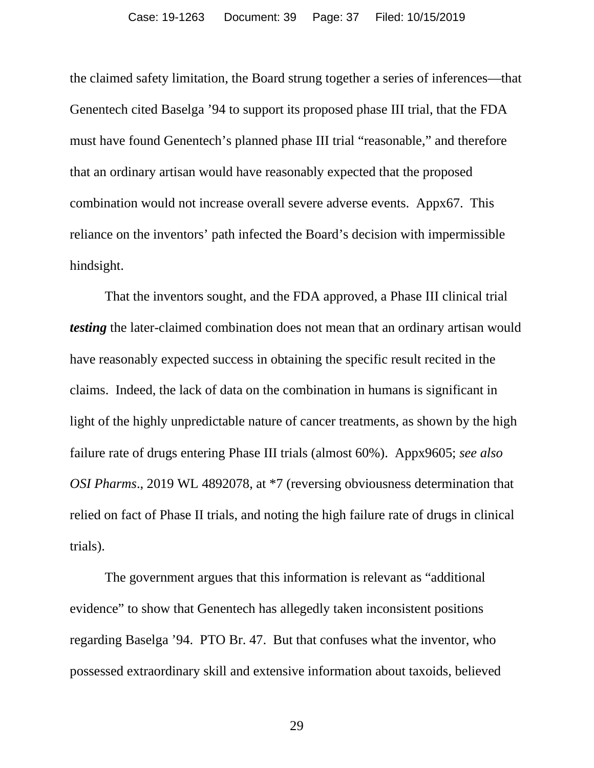the claimed safety limitation, the Board strung together a series of inferences—that Genentech cited Baselga '94 to support its proposed phase III trial, that the FDA must have found Genentech's planned phase III trial "reasonable," and therefore that an ordinary artisan would have reasonably expected that the proposed combination would not increase overall severe adverse events. Appx67. This reliance on the inventors' path infected the Board's decision with impermissible hindsight.

That the inventors sought, and the FDA approved, a Phase III clinical trial ***testing*** the later-claimed combination does not mean that an ordinary artisan would have reasonably expected success in obtaining the specific result recited in the claims. Indeed, the lack of data on the combination in humans is significant in light of the highly unpredictable nature of cancer treatments, as shown by the high failure rate of drugs entering Phase III trials (almost 60%). Appx9605; *see also OSI Pharms*., 2019 WL 4892078, at *7 (reversing obviousness determination that relied on fact of Phase II trials, and noting the high failure rate of drugs in clinical trials).

The government argues that this information is relevant as "additional evidence" to show that Genentech has allegedly taken inconsistent positions regarding Baselga '94. PTO Br. 47. But that confuses what the inventor, who possessed extraordinary skill and extensive information about taxoids, believed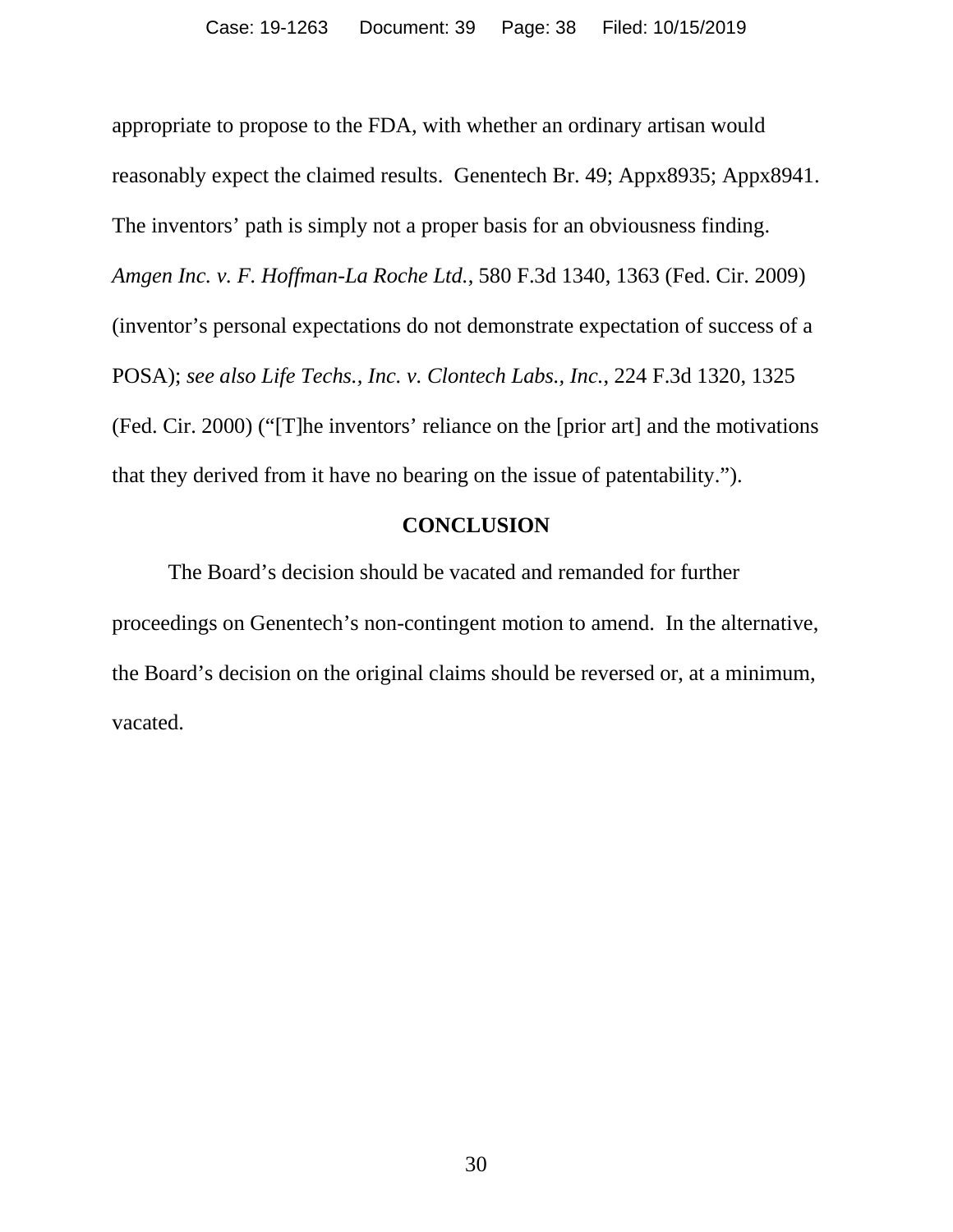appropriate to propose to the FDA, with whether an ordinary artisan would reasonably expect the claimed results. Genentech Br. 49; Appx8935; Appx8941. The inventors' path is simply not a proper basis for an obviousness finding. *Amgen Inc. v. F. Hoffman-La Roche Ltd.*, 580 F.3d 1340, 1363 (Fed. Cir. 2009) (inventor's personal expectations do not demonstrate expectation of success of a POSA); *see also Life Techs., Inc. v. Clontech Labs., Inc.*, 224 F.3d 1320, 1325 (Fed. Cir. 2000) ("[T]he inventors' reliance on the [prior art] and the motivations that they derived from it have no bearing on the issue of patentability.").

## CONCLUSION

The Board's decision should be vacated and remanded for further proceedings on Genentech's non-contingent motion to amend. In the alternative, the Board's decision on the original claims should be reversed or, at a minimum, vacated.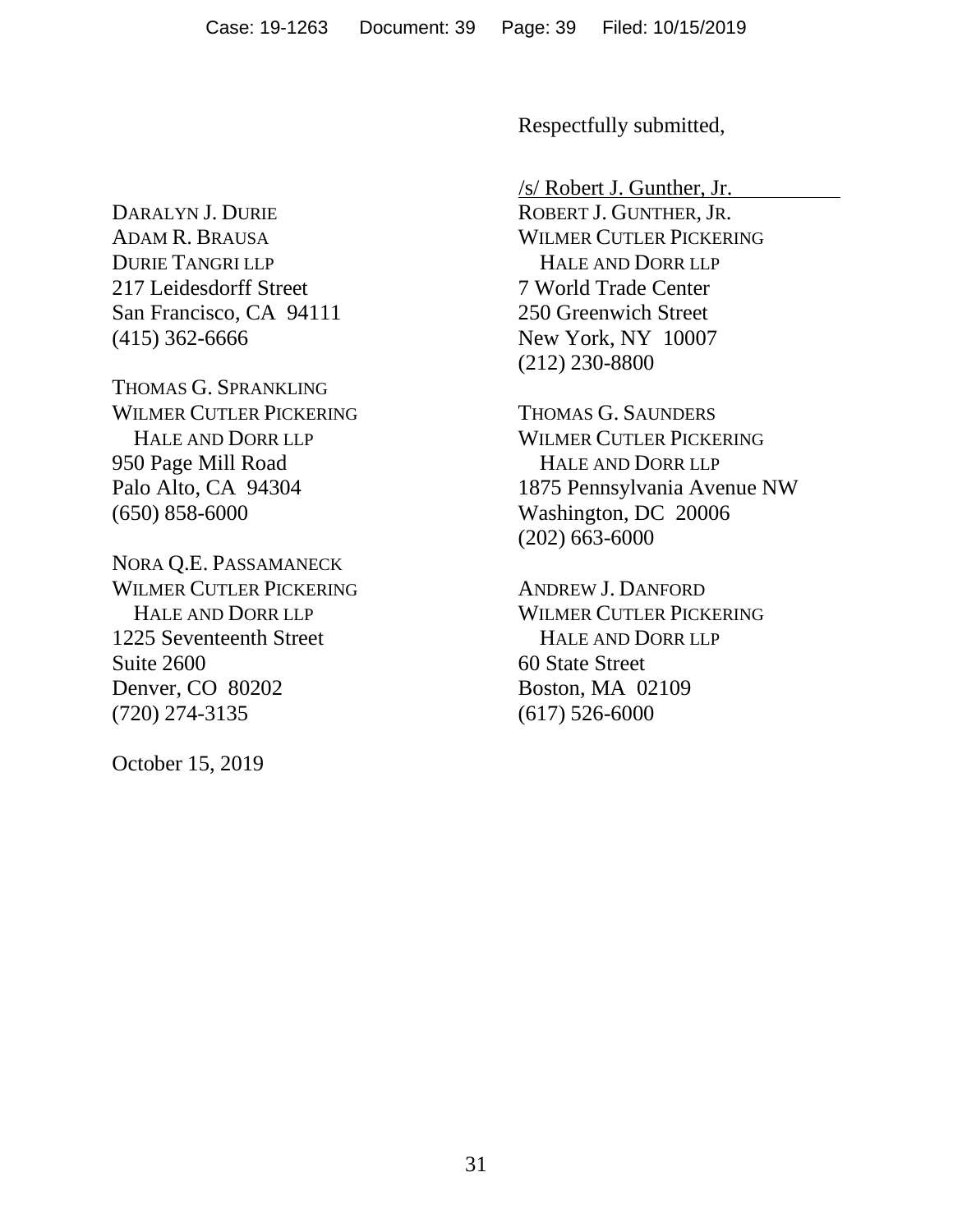Respectfully submitted,

/s/ Robert J. Gunther, Jr.
ROBERT J. GUNTHER, JR.
WILMER CUTLER PICKERING
HALE AND DORR LLP
7 World Trade Center
250 Greenwich Street
New York, NY 10007
(212) 230-8800

THOMAS G. SAUNDERS
WILMER CUTLER PICKERING
HALE AND DORR LLP
1875 Pennsylvania Avenue NW
Washington, DC 20006
(202) 663-6000

ANDREW J. DANFORD
WILMER CUTLER PICKERING
HALE AND DORR LLP
60 State Street
Boston, MA 02109
(617) 526-6000

DARALYN J. DURIE
ADAM R. BRAUSA
DURIE TANGRI LLP
217 Leidesdorff Street
San Francisco, CA 94111
(415) 362-6666

THOMAS G. SPRANKLING
WILMER CUTLER PICKERING
HALE AND DORR LLP
950 Page Mill Road
Palo Alto, CA 94304
(650) 858-6000

NORA Q.E. PASSAMANECK
WILMER CUTLER PICKERING
HALE AND DORR LLP
1225 Seventeenth Street
Suite 2600
Denver, CO 80202
(720) 274-3135

October 15, 2019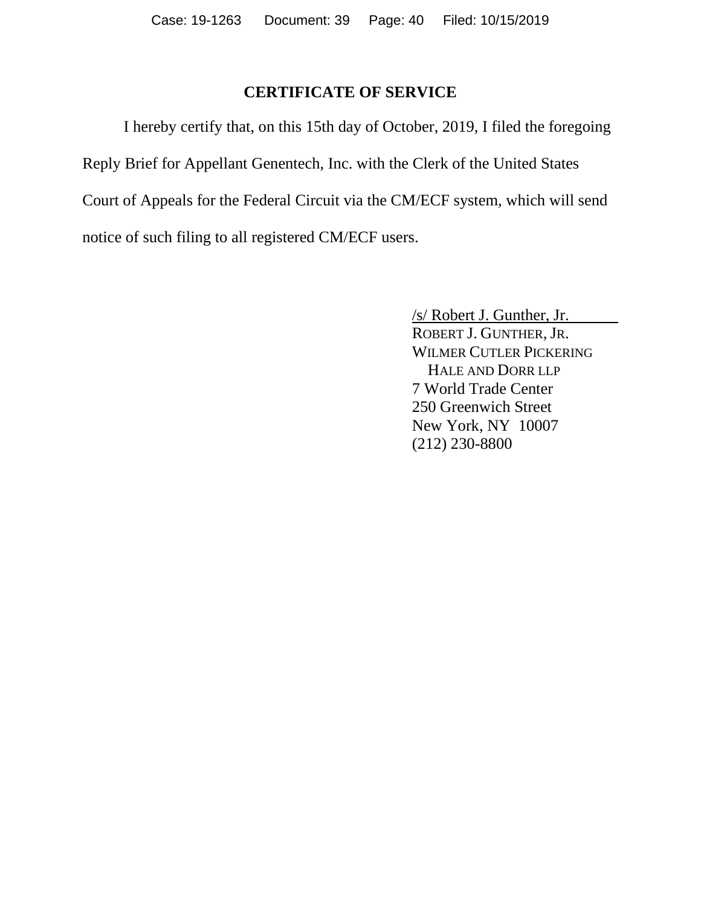## CERTIFICATE OF SERVICE

I hereby certify that, on this 15th day of October, 2019, I filed the foregoing Reply Brief for Appellant Genentech, Inc. with the Clerk of the United States Court of Appeals for the Federal Circuit via the CM/ECF system, which will send notice of such filing to all registered CM/ECF users.

/s/ Robert J. Gunther, Jr.
ROBERT J. GUNTHER, JR.
WILMER CUTLER PICKERING
HALE AND DORR LLP
7 World Trade Center
250 Greenwich Street
New York, NY 10007
(212) 230-8800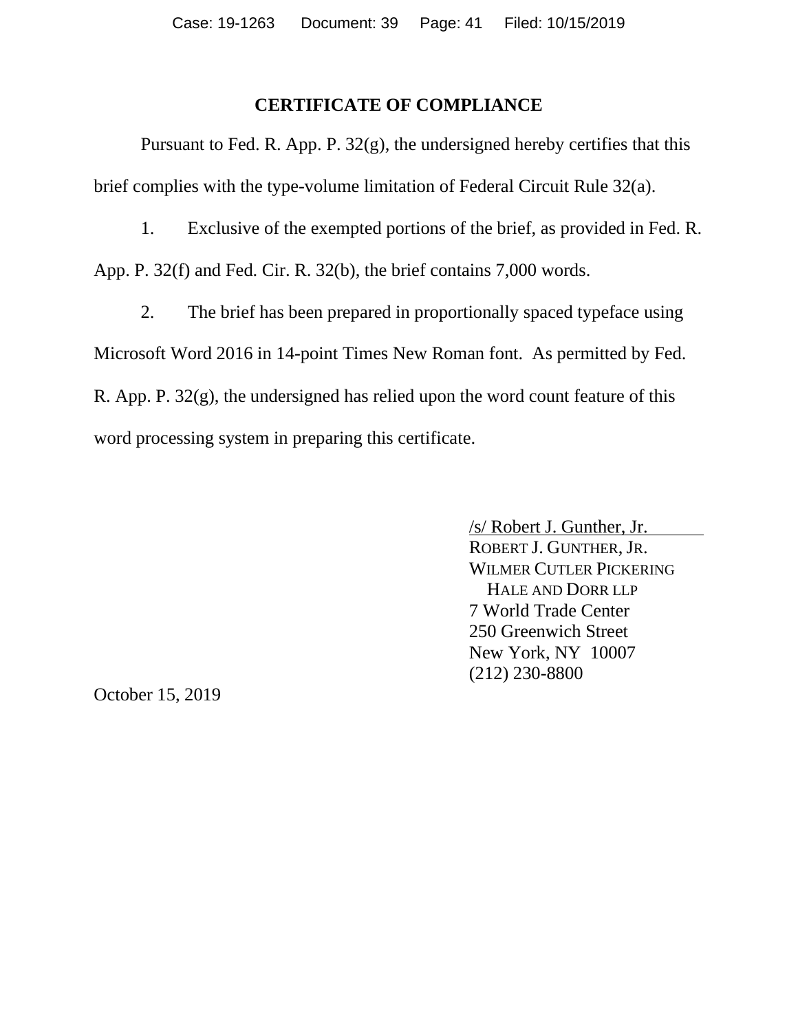## CERTIFICATE OF COMPLIANCE

Pursuant to Fed. R. App. P. 32(g), the undersigned hereby certifies that this brief complies with the type-volume limitation of Federal Circuit Rule 32(a).

1. Exclusive of the exempted portions of the brief, as provided in Fed. R. App. P. 32(f) and Fed. Cir. R. 32(b), the brief contains 7,000 words.

2. The brief has been prepared in proportionally spaced typeface using Microsoft Word 2016 in 14-point Times New Roman font. As permitted by Fed. R. App. P. 32(g), the undersigned has relied upon the word count feature of this word processing system in preparing this certificate.

/s/ Robert J. Gunther, Jr.
ROBERT J. GUNTHER, JR.
WILMER CUTLER PICKERING
HALE AND DORR LLP
7 World Trade Center
250 Greenwich Street
New York, NY 10007
(212) 230-8800

October 15, 2019